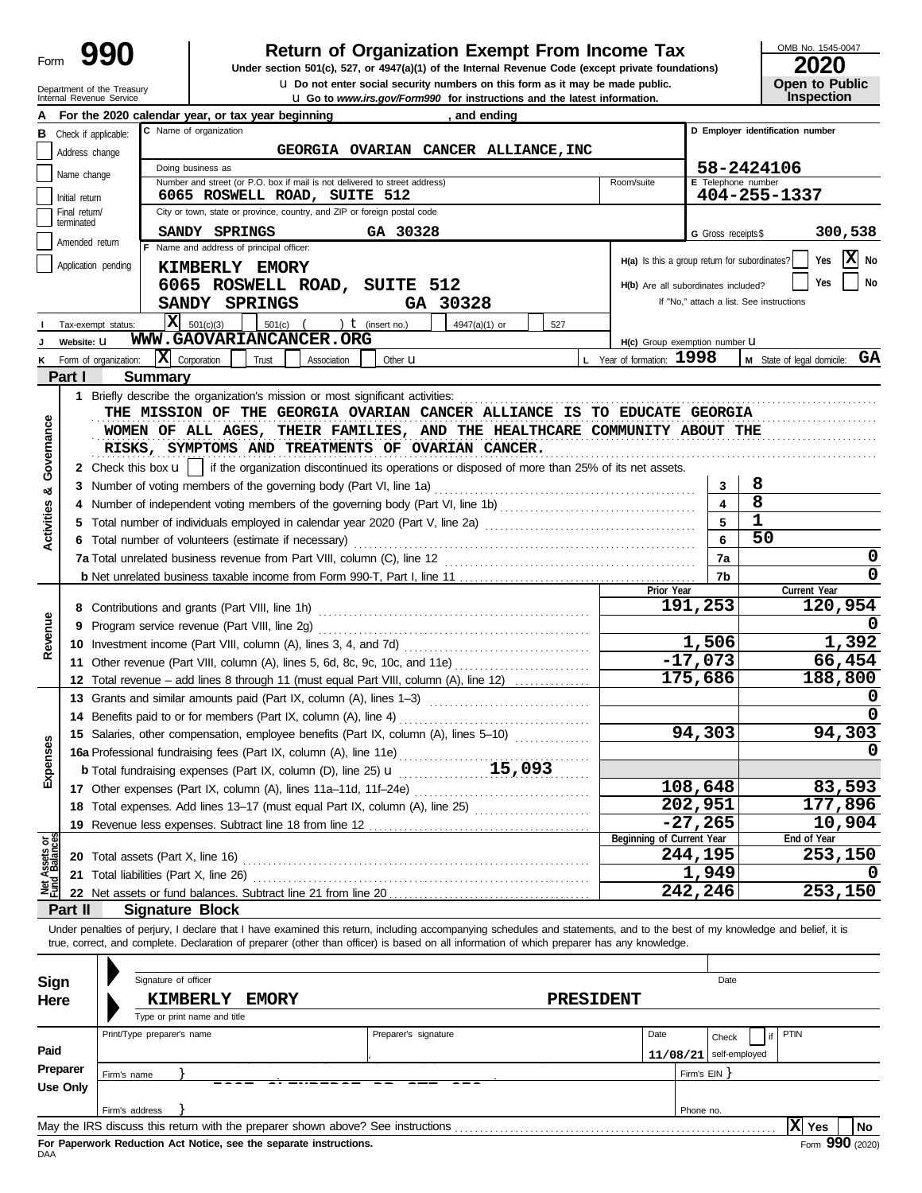Form **990**

# Return of Organization Exempt From Income Tax

**Under section 501(c), 527, or 4947(a)(1) of the Internal Revenue Code (except private foundations)**

u Do not enter social security numbers on this form as it may be made public.

u Go to *www.irs.gov/Form990* for instructions and the latest information.

Department of the Treasury
Internal Revenue Service

OMB No. 1545-0047

**2020**

**Open to Public Inspection**

**A** For the 2020 calendar year, or tax year beginning , and ending

**B** Check if applicable: Address change / Name change / Initial return / Final return/terminated / Amended return / Application pending

**C** Name of organization: GEORGIA OVARIAN CANCER ALLIANCE,INC

Doing business as

Number and street (or P.O. box if mail is not delivered to street address): 6065 ROSWELL ROAD, SUITE 512 Room/suite

City or town, state or province, country, and ZIP or foreign postal code: SANDY SPRINGS GA 30328

**D** Employer identification number: 58-2424106

**E** Telephone number: 404-255-1337

**G** Gross receipts $ 300,538

**F** Name and address of principal officer:
KIMBERLY EMORY
6065 ROSWELL ROAD, SUITE 512
SANDY SPRINGS GA 30328

H(a) Is this a group return for subordinates? Yes [ ] No [X]

H(b) Are all subordinates included? Yes [ ] No [ ]
If "No," attach a list. See instructions

**I** Tax-exempt status: [X] 501(c)(3) [ ] 501(c) ( ) t (insert no.) [ ] 4947(a)(1) or [ ] 527

**J** Website: u WWW.GAOVARIANCANCER.ORG

H(c) Group exemption number u

**K** Form of organization: [X] Corporation [ ] Trust [ ] Association [ ] Other u

**L** Year of formation: 1998

**M** State of legal domicile: GA

## Part I Summary

### Activities & Governance

1 Briefly describe the organization's mission or most significant activities:
THE MISSION OF THE GEORGIA OVARIAN CANCER ALLIANCE IS TO EDUCATE GEORGIA WOMEN OF ALL AGES, THEIR FAMILIES, AND THE HEALTHCARE COMMUNITY ABOUT THE RISKS, SYMPTOMS AND TREATMENTS OF OVARIAN CANCER.

2 Check this box u [ ] if the organization discontinued its operations or disposed of more than 25% of its net assets.

| | | Line | |
|---|---|---|---|
| 3 | Number of voting members of the governing body (Part VI, line 1a) | 3 | 8 |
| 4 | Number of independent voting members of the governing body (Part VI, line 1b) | 4 | 8 |
| 5 | Total number of individuals employed in calendar year 2020 (Part V, line 2a) | 5 | 1 |
| 6 | Total number of volunteers (estimate if necessary) | 6 | 50 |
| 7a | Total unrelated business revenue from Part VIII, column (C), line 12 | 7a | 0 |
| b | Net unrelated business taxable income from Form 990-T, Part I, line 11 | 7b | 0 |

### Revenue, Expenses

| | | Prior Year | Current Year |
|---|---|---|---|
| 8 | Contributions and grants (Part VIII, line 1h) | 191,253 | 120,954 |
| 9 | Program service revenue (Part VIII, line 2g) | | 0 |
| 10 | Investment income (Part VIII, column (A), lines 3, 4, and 7d) | 1,506 | 1,392 |
| 11 | Other revenue (Part VIII, column (A), lines 5, 6d, 8c, 9c, 10c, and 11e) | -17,073 | 66,454 |
| 12 | Total revenue – add lines 8 through 11 (must equal Part VIII, column (A), line 12) | 175,686 | 188,800 |
| 13 | Grants and similar amounts paid (Part IX, column (A), lines 1–3) | | 0 |
| 14 | Benefits paid to or for members (Part IX, column (A), line 4) | | 0 |
| 15 | Salaries, other compensation, employee benefits (Part IX, column (A), lines 5–10) | 94,303 | 94,303 |
| 16a | Professional fundraising fees (Part IX, column (A), line 11e) | | 0 |
| b | Total fundraising expenses (Part IX, column (D), line 25) u 15,093 | | |
| 17 | Other expenses (Part IX, column (A), lines 11a–11d, 11f–24e) | 108,648 | 83,593 |
| 18 | Total expenses. Add lines 13–17 (must equal Part IX, column (A), line 25) | 202,951 | 177,896 |
| 19 | Revenue less expenses. Subtract line 18 from line 12 | -27,265 | 10,904 |

### Net Assets or Fund Balances

| | | Beginning of Current Year | End of Year |
|---|---|---|---|
| 20 | Total assets (Part X, line 16) | 244,195 | 253,150 |
| 21 | Total liabilities (Part X, line 26) | 1,949 | 0 |
| 22 | Net assets or fund balances. Subtract line 21 from line 20 | 242,246 | 253,150 |

## Part II Signature Block

Under penalties of perjury, I declare that I have examined this return, including accompanying schedules and statements, and to the best of my knowledge and belief, it is true, correct, and complete. Declaration of preparer (other than officer) is based on all information of which preparer has any knowledge.

**Sign Here**

Signature of officer — Date

KIMBERLY EMORY — PRESIDENT

Type or print name and title

**Paid Preparer Use Only**

| Print/Type preparer's name | Preparer's signature | Date | Check [ ] if self-employed | PTIN |
|---|---|---|---|---|
| | | 11/08/21 | | |

Firm's name } — Firm's EIN }

Firm's address } — Phone no.

May the IRS discuss this return with the preparer shown above? See instructions [X] Yes [ ] No

**For Paperwork Reduction Act Notice, see the separate instructions.**

DAA

Form **990** (2020)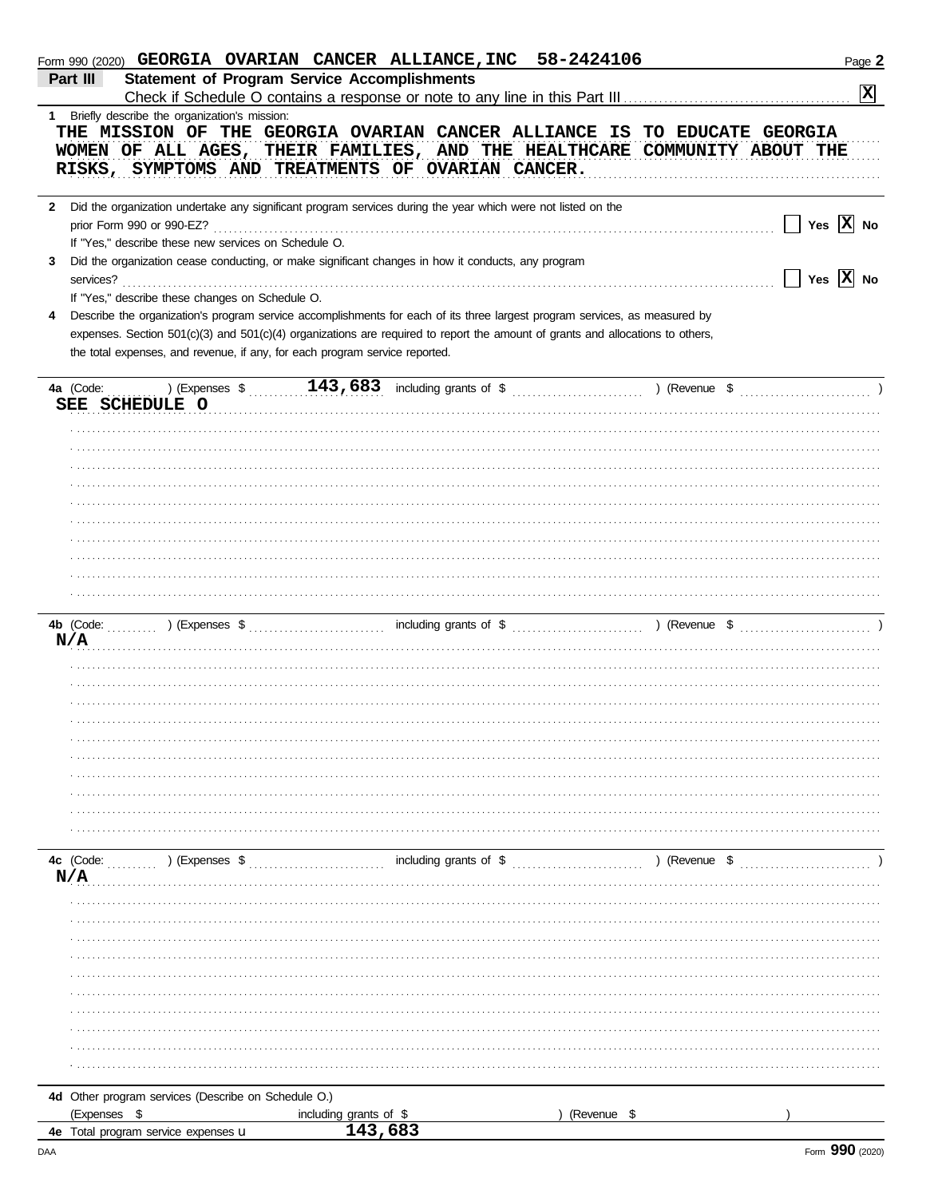Form 990 (2020) **GEORGIA OVARIAN CANCER ALLIANCE,INC 58-2424106**

## Part III Statement of Program Service Accomplishments

Check if Schedule O contains a response or note to any line in this Part III .......... [X]

**1** Briefly describe the organization's mission:

THE MISSION OF THE GEORGIA OVARIAN CANCER ALLIANCE IS TO EDUCATE GEORGIA WOMEN OF ALL AGES, THEIR FAMILIES, AND THE HEALTHCARE COMMUNITY ABOUT THE RISKS, SYMPTOMS AND TREATMENTS OF OVARIAN CANCER.

**2** Did the organization undertake any significant program services during the year which were not listed on the prior Form 990 or 990-EZ? .......... [ ] Yes [X] No

If "Yes," describe these new services on Schedule O.

**3** Did the organization cease conducting, or make significant changes in how it conducts, any program services? .......... [ ] Yes [X] No

If "Yes," describe these changes on Schedule O.

**4** Describe the organization's program service accomplishments for each of its three largest program services, as measured by expenses. Section 501(c)(3) and 501(c)(4) organizations are required to report the amount of grants and allocations to others, the total expenses, and revenue, if any, for each program service reported.

**4a** (Code: ) (Expenses $ 143,683 including grants of $ ) (Revenue $ )

SEE SCHEDULE O

**4b** (Code: ) (Expenses $ including grants of $ ) (Revenue $ )

N/A

**4c** (Code: ) (Expenses $ including grants of $ ) (Revenue $ )

N/A

**4d** Other program services (Describe on Schedule O.)

(Expenses $ including grants of $ ) (Revenue $ )

**4e** Total program service expenses ▶ 143,683

Form **990** (2020)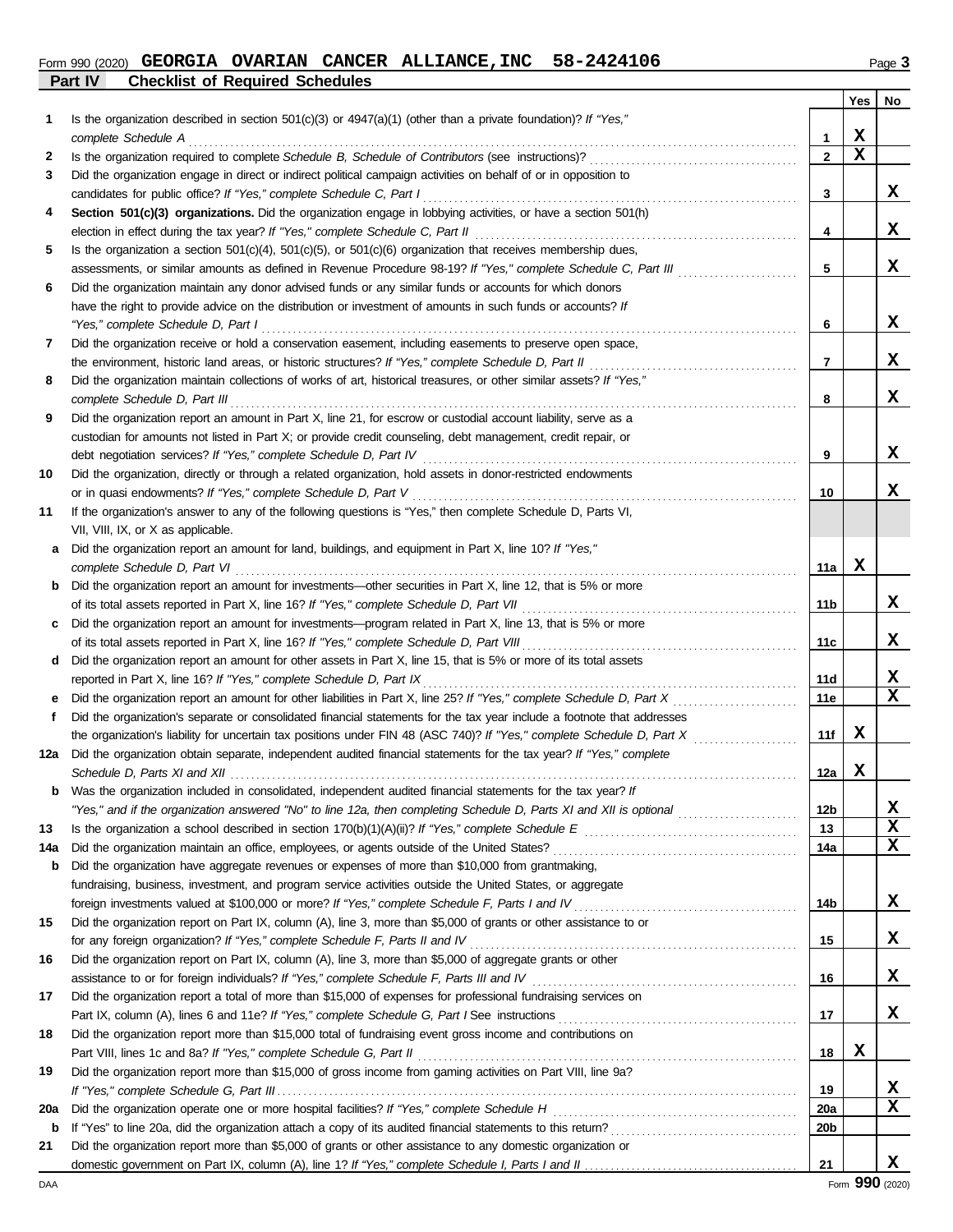Form 990 (2020) **GEORGIA OVARIAN CANCER ALLIANCE,INC 58-2424106**

## Part IV Checklist of Required Schedules

| | | | Yes | No |
|---|---|---|---|---|
| 1 | Is the organization described in section 501(c)(3) or 4947(a)(1) (other than a private foundation)? *If "Yes," complete Schedule A* | 1 | X | |
| 2 | Is the organization required to complete *Schedule B, Schedule of Contributors* (see instructions)? | 2 | X | |
| 3 | Did the organization engage in direct or indirect political campaign activities on behalf of or in opposition to candidates for public office? *If "Yes," complete Schedule C, Part I* | 3 | | X |
| 4 | **Section 501(c)(3) organizations.** Did the organization engage in lobbying activities, or have a section 501(h) election in effect during the tax year? *If "Yes," complete Schedule C, Part II* | 4 | | X |
| 5 | Is the organization a section 501(c)(4), 501(c)(5), or 501(c)(6) organization that receives membership dues, assessments, or similar amounts as defined in Revenue Procedure 98-19? *If "Yes," complete Schedule C, Part III* | 5 | | X |
| 6 | Did the organization maintain any donor advised funds or any similar funds or accounts for which donors have the right to provide advice on the distribution or investment of amounts in such funds or accounts? *If "Yes," complete Schedule D, Part I* | 6 | | X |
| 7 | Did the organization receive or hold a conservation easement, including easements to preserve open space, the environment, historic land areas, or historic structures? *If "Yes," complete Schedule D, Part II* | 7 | | X |
| 8 | Did the organization maintain collections of works of art, historical treasures, or other similar assets? *If "Yes," complete Schedule D, Part III* | 8 | | X |
| 9 | Did the organization report an amount in Part X, line 21, for escrow or custodial account liability, serve as a custodian for amounts not listed in Part X; or provide credit counseling, debt management, credit repair, or debt negotiation services? *If "Yes," complete Schedule D, Part IV* | 9 | | X |
| 10 | Did the organization, directly or through a related organization, hold assets in donor-restricted endowments or in quasi endowments? *If "Yes," complete Schedule D, Part V* | 10 | | X |
| 11 | If the organization's answer to any of the following questions is "Yes," then complete Schedule D, Parts VI, VII, VIII, IX, or X as applicable. | | | |
| a | Did the organization report an amount for land, buildings, and equipment in Part X, line 10? *If "Yes," complete Schedule D, Part VI* | 11a | X | |
| b | Did the organization report an amount for investments—other securities in Part X, line 12, that is 5% or more of its total assets reported in Part X, line 16? *If "Yes," complete Schedule D, Part VII* | 11b | | X |
| c | Did the organization report an amount for investments—program related in Part X, line 13, that is 5% or more of its total assets reported in Part X, line 16? *If "Yes," complete Schedule D, Part VIII* | 11c | | X |
| d | Did the organization report an amount for other assets in Part X, line 15, that is 5% or more of its total assets reported in Part X, line 16? *If "Yes," complete Schedule D, Part IX* | 11d | | X |
| e | Did the organization report an amount for other liabilities in Part X, line 25? *If "Yes," complete Schedule D, Part X* | 11e | | X |
| f | Did the organization's separate or consolidated financial statements for the tax year include a footnote that addresses the organization's liability for uncertain tax positions under FIN 48 (ASC 740)? *If "Yes," complete Schedule D, Part X* | 11f | X | |
| 12a | Did the organization obtain separate, independent audited financial statements for the tax year? *If "Yes," complete Schedule D, Parts XI and XII* | 12a | X | |
| b | Was the organization included in consolidated, independent audited financial statements for the tax year? *If "Yes," and if the organization answered "No" to line 12a, then completing Schedule D, Parts XI and XII is optional* | 12b | | X |
| 13 | Is the organization a school described in section 170(b)(1)(A)(ii)? *If "Yes," complete Schedule E* | 13 | | X |
| 14a | Did the organization maintain an office, employees, or agents outside of the United States? | 14a | | X |
| b | Did the organization have aggregate revenues or expenses of more than $10,000 from grantmaking, fundraising, business, investment, and program service activities outside the United States, or aggregate foreign investments valued at $100,000 or more? *If "Yes," complete Schedule F, Parts I and IV* | 14b | | X |
| 15 | Did the organization report on Part IX, column (A), line 3, more than $5,000 of grants or other assistance to or for any foreign organization? *If "Yes," complete Schedule F, Parts II and IV* | 15 | | X |
| 16 | Did the organization report on Part IX, column (A), line 3, more than $5,000 of aggregate grants or other assistance to or for foreign individuals? *If "Yes," complete Schedule F, Parts III and IV* | 16 | | X |
| 17 | Did the organization report a total of more than $15,000 of expenses for professional fundraising services on Part IX, column (A), lines 6 and 11e? *If "Yes," complete Schedule G, Part I* See instructions | 17 | | X |
| 18 | Did the organization report more than $15,000 total of fundraising event gross income and contributions on Part VIII, lines 1c and 8a? *If "Yes," complete Schedule G, Part II* | 18 | X | |
| 19 | Did the organization report more than $15,000 of gross income from gaming activities on Part VIII, line 9a? *If "Yes," complete Schedule G, Part III* | 19 | | X |
| 20a | Did the organization operate one or more hospital facilities? *If "Yes," complete Schedule H* | 20a | | X |
| b | If "Yes" to line 20a, did the organization attach a copy of its audited financial statements to this return? | 20b | | |
| 21 | Did the organization report more than $5,000 of grants or other assistance to any domestic organization or domestic government on Part IX, column (A), line 1? *If "Yes," complete Schedule I, Parts I and II* | 21 | | X |

DAA Form **990** (2020)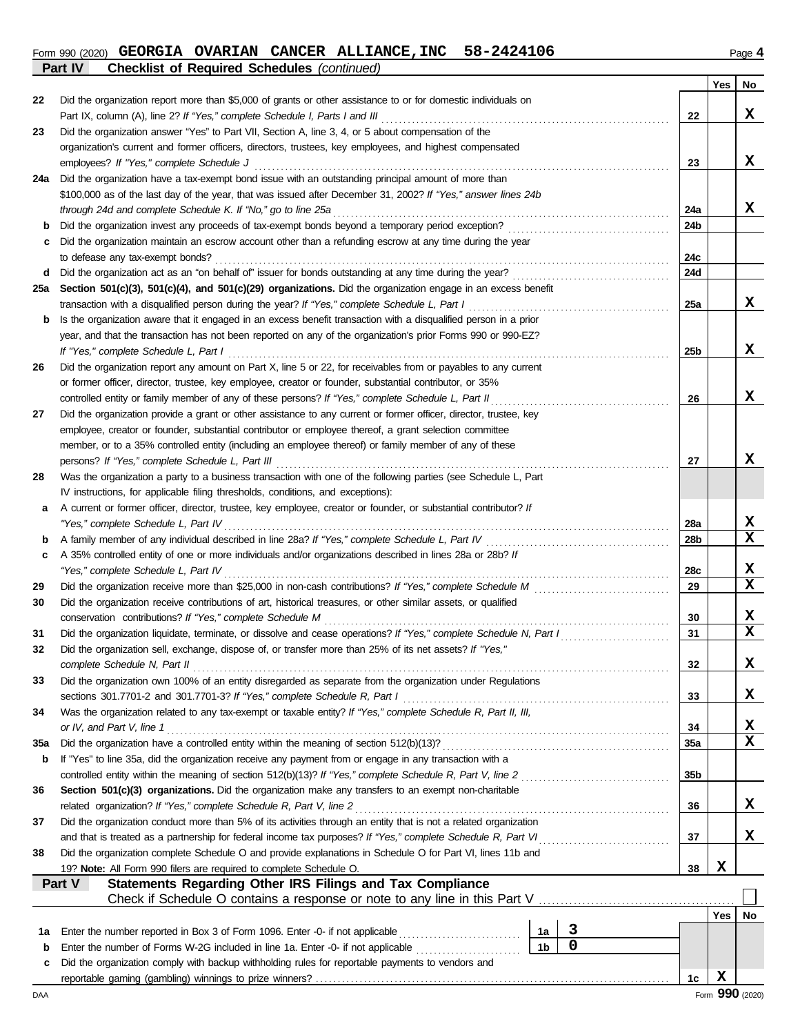Form 990 (2020) **GEORGIA OVARIAN CANCER ALLIANCE,INC 58-2424106** Page **4**

## Part IV Checklist of Required Schedules *(continued)*

| | | | Yes | No |
|---|---|---|---|---|
| 22 | Did the organization report more than $5,000 of grants or other assistance to or for domestic individuals on Part IX, column (A), line 2? *If "Yes," complete Schedule I, Parts I and III* | 22 | | X |
| 23 | Did the organization answer "Yes" to Part VII, Section A, line 3, 4, or 5 about compensation of the organization's current and former officers, directors, trustees, key employees, and highest compensated employees? *If "Yes," complete Schedule J* | 23 | | X |
| 24a | Did the organization have a tax-exempt bond issue with an outstanding principal amount of more than $100,000 as of the last day of the year, that was issued after December 31, 2002? *If "Yes," answer lines 24b through 24d and complete Schedule K. If "No," go to line 25a* | 24a | | X |
| b | Did the organization invest any proceeds of tax-exempt bonds beyond a temporary period exception? | 24b | | |
| c | Did the organization maintain an escrow account other than a refunding escrow at any time during the year to defease any tax-exempt bonds? | 24c | | |
| d | Did the organization act as an "on behalf of" issuer for bonds outstanding at any time during the year? | 24d | | |
| 25a | **Section 501(c)(3), 501(c)(4), and 501(c)(29) organizations.** Did the organization engage in an excess benefit transaction with a disqualified person during the year? *If "Yes," complete Schedule L, Part I* | 25a | | X |
| b | Is the organization aware that it engaged in an excess benefit transaction with a disqualified person in a prior year, and that the transaction has not been reported on any of the organization's prior Forms 990 or 990-EZ? *If "Yes," complete Schedule L, Part I* | 25b | | X |
| 26 | Did the organization report any amount on Part X, line 5 or 22, for receivables from or payables to any current or former officer, director, trustee, key employee, creator or founder, substantial contributor, or 35% controlled entity or family member of any of these persons? *If "Yes," complete Schedule L, Part II* | 26 | | X |
| 27 | Did the organization provide a grant or other assistance to any current or former officer, director, trustee, key employee, creator or founder, substantial contributor or employee thereof, a grant selection committee member, or to a 35% controlled entity (including an employee thereof) or family member of any of these persons? *If "Yes," complete Schedule L, Part III* | 27 | | X |
| 28 | Was the organization a party to a business transaction with one of the following parties (see Schedule L, Part IV instructions, for applicable filing thresholds, conditions, and exceptions): | | | |
| a | A current or former officer, director, trustee, key employee, creator or founder, or substantial contributor? *If "Yes," complete Schedule L, Part IV* | 28a | | X |
| b | A family member of any individual described in line 28a? *If "Yes," complete Schedule L, Part IV* | 28b | | X |
| c | A 35% controlled entity of one or more individuals and/or organizations described in lines 28a or 28b? *If "Yes," complete Schedule L, Part IV* | 28c | | X |
| 29 | Did the organization receive more than $25,000 in non-cash contributions? *If "Yes," complete Schedule M* | 29 | | X |
| 30 | Did the organization receive contributions of art, historical treasures, or other similar assets, or qualified conservation contributions? *If "Yes," complete Schedule M* | 30 | | X |
| 31 | Did the organization liquidate, terminate, or dissolve and cease operations? *If "Yes," complete Schedule N, Part I* | 31 | | X |
| 32 | Did the organization sell, exchange, dispose of, or transfer more than 25% of its net assets? *If "Yes," complete Schedule N, Part II* | 32 | | X |
| 33 | Did the organization own 100% of an entity disregarded as separate from the organization under Regulations sections 301.7701-2 and 301.7701-3? *If "Yes," complete Schedule R, Part I* | 33 | | X |
| 34 | Was the organization related to any tax-exempt or taxable entity? *If "Yes," complete Schedule R, Part II, III, or IV, and Part V, line 1* | 34 | | X |
| 35a | Did the organization have a controlled entity within the meaning of section 512(b)(13)? | 35a | | X |
| b | If "Yes" to line 35a, did the organization receive any payment from or engage in any transaction with a controlled entity within the meaning of section 512(b)(13)? *If "Yes," complete Schedule R, Part V, line 2* | 35b | | |
| 36 | **Section 501(c)(3) organizations.** Did the organization make any transfers to an exempt non-charitable related organization? *If "Yes," complete Schedule R, Part V, line 2* | 36 | | X |
| 37 | Did the organization conduct more than 5% of its activities through an entity that is not a related organization and that is treated as a partnership for federal income tax purposes? *If "Yes," complete Schedule R, Part VI* | 37 | | X |
| 38 | Did the organization complete Schedule O and provide explanations in Schedule O for Part VI, lines 11b and 19? **Note:** All Form 990 filers are required to complete Schedule O. | 38 | X | |

## Part V Statements Regarding Other IRS Filings and Tax Compliance

Check if Schedule O contains a response or note to any line in this Part V ☐

| | | | | | Yes | No |
|---|---|---|---|---|---|---|
| 1a | Enter the number reported in Box 3 of Form 1096. Enter -0- if not applicable | 1a | 3 | | | |
| b | Enter the number of Forms W-2G included in line 1a. Enter -0- if not applicable | 1b | 0 | | | |
| c | Did the organization comply with backup withholding rules for reportable payments to vendors and reportable gaming (gambling) winnings to prize winners? | | | 1c | X | |

DAA Form **990** (2020)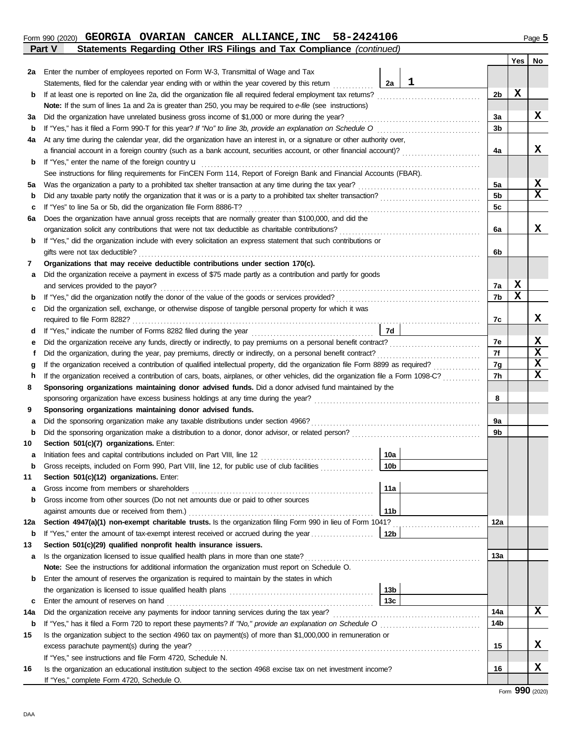Form 990 (2020) **GEORGIA OVARIAN CANCER ALLIANCE,INC 58-2424106** Page **5**

## Part V Statements Regarding Other IRS Filings and Tax Compliance *(continued)*

| | | | | | Yes | No |
|---|---|---|---|---|---|---|
| **2a** | Enter the number of employees reported on Form W-3, Transmittal of Wage and Tax Statements, filed for the calendar year ending with or within the year covered by this return | 2a | 1 | | | |
| **b** | If at least one is reported on line 2a, did the organization file all required federal employment tax returns? | | | 2b | X | |
| | **Note:** If the sum of lines 1a and 2a is greater than 250, you may be required to *e-file* (see instructions) | | | | | |
| **3a** | Did the organization have unrelated business gross income of $1,000 or more during the year? | | | 3a | | X |
| **b** | If "Yes," has it filed a Form 990-T for this year? *If "No" to line 3b, provide an explanation on Schedule O* | | | 3b | | |
| **4a** | At any time during the calendar year, did the organization have an interest in, or a signature or other authority over, a financial account in a foreign country (such as a bank account, securities account, or other financial account)? | | | 4a | | X |
| **b** | If "Yes," enter the name of the foreign country u | | | | | |
| | See instructions for filing requirements for FinCEN Form 114, Report of Foreign Bank and Financial Accounts (FBAR). | | | | | |
| **5a** | Was the organization a party to a prohibited tax shelter transaction at any time during the tax year? | | | 5a | | X |
| **b** | Did any taxable party notify the organization that it was or is a party to a prohibited tax shelter transaction? | | | 5b | | X |
| **c** | If "Yes" to line 5a or 5b, did the organization file Form 8886-T? | | | 5c | | |
| **6a** | Does the organization have annual gross receipts that are normally greater than $100,000, and did the organization solicit any contributions that were not tax deductible as charitable contributions? | | | 6a | | X |
| **b** | If "Yes," did the organization include with every solicitation an express statement that such contributions or gifts were not tax deductible? | | | 6b | | |
| **7** | **Organizations that may receive deductible contributions under section 170(c).** | | | | | |
| **a** | Did the organization receive a payment in excess of $75 made partly as a contribution and partly for goods and services provided to the payor? | | | 7a | X | |
| **b** | If "Yes," did the organization notify the donor of the value of the goods or services provided? | | | 7b | X | |
| **c** | Did the organization sell, exchange, or otherwise dispose of tangible personal property for which it was required to file Form 8282? | | | 7c | | X |
| **d** | If "Yes," indicate the number of Forms 8282 filed during the year | 7d | | | | |
| **e** | Did the organization receive any funds, directly or indirectly, to pay premiums on a personal benefit contract? | | | 7e | | X |
| **f** | Did the organization, during the year, pay premiums, directly or indirectly, on a personal benefit contract? | | | 7f | | X |
| **g** | If the organization received a contribution of qualified intellectual property, did the organization file Form 8899 as required? | | | 7g | | X |
| **h** | If the organization received a contribution of cars, boats, airplanes, or other vehicles, did the organization file a Form 1098-C? | | | 7h | | X |
| **8** | **Sponsoring organizations maintaining donor advised funds.** Did a donor advised fund maintained by the sponsoring organization have excess business holdings at any time during the year? | | | 8 | | |
| **9** | **Sponsoring organizations maintaining donor advised funds.** | | | | | |
| **a** | Did the sponsoring organization make any taxable distributions under section 4966? | | | 9a | | |
| **b** | Did the sponsoring organization make a distribution to a donor, donor advisor, or related person? | | | 9b | | |
| **10** | **Section 501(c)(7) organizations.** Enter: | | | | | |
| **a** | Initiation fees and capital contributions included on Part VIII, line 12 | 10a | | | | |
| **b** | Gross receipts, included on Form 990, Part VIII, line 12, for public use of club facilities | 10b | | | | |
| **11** | **Section 501(c)(12) organizations.** Enter: | | | | | |
| **a** | Gross income from members or shareholders | 11a | | | | |
| **b** | Gross income from other sources (Do not net amounts due or paid to other sources against amounts due or received from them.) | 11b | | | | |
| **12a** | **Section 4947(a)(1) non-exempt charitable trusts.** Is the organization filing Form 990 in lieu of Form 1041? | | | 12a | | |
| **b** | If "Yes," enter the amount of tax-exempt interest received or accrued during the year | 12b | | | | |
| **13** | **Section 501(c)(29) qualified nonprofit health insurance issuers.** | | | | | |
| **a** | Is the organization licensed to issue qualified health plans in more than one state? | | | 13a | | |
| | **Note:** See the instructions for additional information the organization must report on Schedule O. | | | | | |
| **b** | Enter the amount of reserves the organization is required to maintain by the states in which the organization is licensed to issue qualified health plans | 13b | | | | |
| **c** | Enter the amount of reserves on hand | 13c | | | | |
| **14a** | Did the organization receive any payments for indoor tanning services during the tax year? | | | 14a | | X |
| **b** | If "Yes," has it filed a Form 720 to report these payments? *If "No," provide an explanation on Schedule O* | | | 14b | | |
| **15** | Is the organization subject to the section 4960 tax on payment(s) of more than $1,000,000 in remuneration or excess parachute payment(s) during the year? | | | 15 | | X |
| | If "Yes," see instructions and file Form 4720, Schedule N. | | | | | |
| **16** | Is the organization an educational institution subject to the section 4968 excise tax on net investment income? | | | 16 | | X |
| | If "Yes," complete Form 4720, Schedule O. | | | | | |

Form **990** (2020)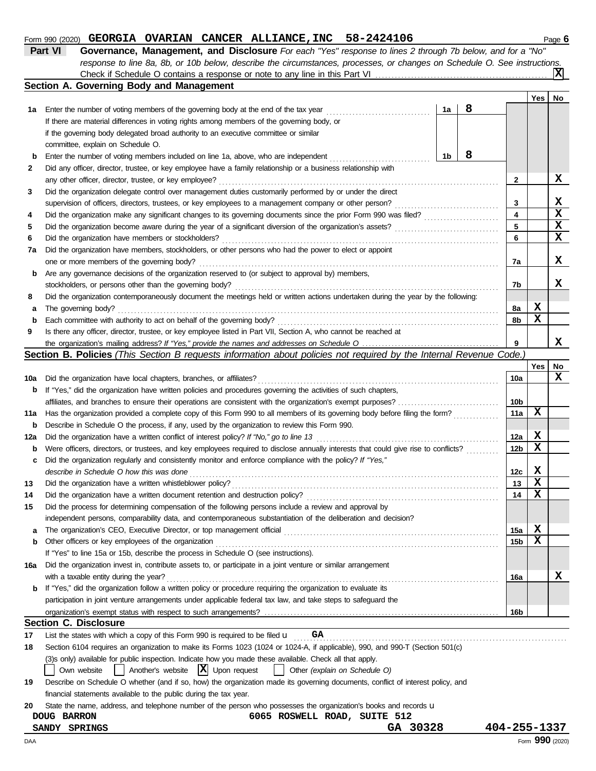Form 990 (2020) **GEORGIA OVARIAN CANCER ALLIANCE,INC 58-2424106** Page **6**

## Part VI — Governance, Management, and Disclosure

*For each "Yes" response to lines 2 through 7b below, and for a "No" response to line 8a, 8b, or 10b below, describe the circumstances, processes, or changes on Schedule O. See instructions.*

Check if Schedule O contains a response or note to any line in this Part VI .......... **[X]**

### Section A. Governing Body and Management

| | | | Yes | No |
|---|---|---|---|---|
| **1a** | Enter the number of voting members of the governing body at the end of the tax year ..... **1a** **8** If there are material differences in voting rights among members of the governing body, or if the governing body delegated broad authority to an executive committee or similar committee, explain on Schedule O. | | | |
| **b** | Enter the number of voting members included on line 1a, above, who are independent ..... **1b** **8** | | | |
| **2** | Did any officer, director, trustee, or key employee have a family relationship or a business relationship with any other officer, director, trustee, or key employee? | 2 | | X |
| **3** | Did the organization delegate control over management duties customarily performed by or under the direct supervision of officers, directors, trustees, or key employees to a management company or other person? | 3 | | X |
| **4** | Did the organization make any significant changes to its governing documents since the prior Form 990 was filed? | 4 | | X |
| **5** | Did the organization become aware during the year of a significant diversion of the organization's assets? | 5 | | X |
| **6** | Did the organization have members or stockholders? | 6 | | X |
| **7a** | Did the organization have members, stockholders, or other persons who had the power to elect or appoint one or more members of the governing body? | 7a | | X |
| **b** | Are any governance decisions of the organization reserved to (or subject to approval by) members, stockholders, or persons other than the governing body? | 7b | | X |
| **8** | Did the organization contemporaneously document the meetings held or written actions undertaken during the year by the following: | | | |
| **a** | The governing body? | 8a | X | |
| **b** | Each committee with authority to act on behalf of the governing body? | 8b | X | |
| **9** | Is there any officer, director, trustee, or key employee listed in Part VII, Section A, who cannot be reached at the organization's mailing address? *If "Yes," provide the names and addresses on Schedule O* | 9 | | X |

### Section B. Policies *(This Section B requests information about policies not required by the Internal Revenue Code.)*

| | | | Yes | No |
|---|---|---|---|---|
| **10a** | Did the organization have local chapters, branches, or affiliates? | 10a | | X |
| **b** | If "Yes," did the organization have written policies and procedures governing the activities of such chapters, affiliates, and branches to ensure their operations are consistent with the organization's exempt purposes? | 10b | | |
| **11a** | Has the organization provided a complete copy of this Form 990 to all members of its governing body before filing the form? | 11a | X | |
| **b** | Describe in Schedule O the process, if any, used by the organization to review this Form 990. | | | |
| **12a** | Did the organization have a written conflict of interest policy? *If "No," go to line 13* | 12a | X | |
| **b** | Were officers, directors, or trustees, and key employees required to disclose annually interests that could give rise to conflicts? | 12b | X | |
| **c** | Did the organization regularly and consistently monitor and enforce compliance with the policy? *If "Yes," describe in Schedule O how this was done* | 12c | X | |
| **13** | Did the organization have a written whistleblower policy? | 13 | X | |
| **14** | Did the organization have a written document retention and destruction policy? | 14 | X | |
| **15** | Did the process for determining compensation of the following persons include a review and approval by independent persons, comparability data, and contemporaneous substantiation of the deliberation and decision? | | | |
| **a** | The organization's CEO, Executive Director, or top management official | 15a | X | |
| **b** | Other officers or key employees of the organization | 15b | X | |
| | If "Yes" to line 15a or 15b, describe the process in Schedule O (see instructions). | | | |
| **16a** | Did the organization invest in, contribute assets to, or participate in a joint venture or similar arrangement with a taxable entity during the year? | 16a | | X |
| **b** | If "Yes," did the organization follow a written policy or procedure requiring the organization to evaluate its participation in joint venture arrangements under applicable federal tax law, and take steps to safeguard the organization's exempt status with respect to such arrangements? | 16b | | |

### Section C. Disclosure

**17** List the states with which a copy of this Form 990 is required to be filed u **GA**

**18** Section 6104 requires an organization to make its Forms 1023 (1024 or 1024-A, if applicable), 990, and 990-T (Section 501(c)(3)s only) available for public inspection. Indicate how you made these available. Check all that apply.

[ ] Own website [ ] Another's website [X] Upon request [ ] Other *(explain on Schedule O)*

**19** Describe on Schedule O whether (and if so, how) the organization made its governing documents, conflict of interest policy, and financial statements available to the public during the tax year.

**20** State the name, address, and telephone number of the person who possesses the organization's books and records u

**DOUG BARRON** **6065 ROSWELL ROAD, SUITE 512**
**SANDY SPRINGS** **GA 30328** **404-255-1337**

DAA Form **990** (2020)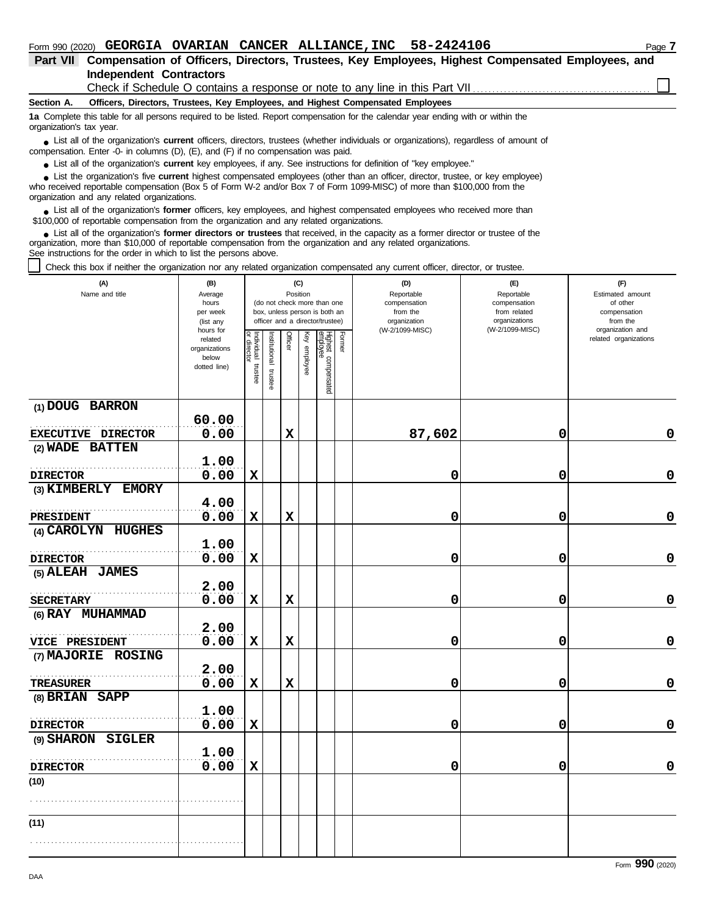Form 990 (2020) **GEORGIA OVARIAN CANCER ALLIANCE,INC 58-2424106** Page **7**

## Part VII Compensation of Officers, Directors, Trustees, Key Employees, Highest Compensated Employees, and Independent Contractors

Check if Schedule O contains a response or note to any line in this Part VII ☐

**Section A. Officers, Directors, Trustees, Key Employees, and Highest Compensated Employees**

**1a** Complete this table for all persons required to be listed. Report compensation for the calendar year ending with or within the organization's tax year.

- List all of the organization's **current** officers, directors, trustees (whether individuals or organizations), regardless of amount of compensation. Enter -0- in columns (D), (E), and (F) if no compensation was paid.
- List all of the organization's **current** key employees, if any. See instructions for definition of "key employee."
- List the organization's five **current** highest compensated employees (other than an officer, director, trustee, or key employee) who received reportable compensation (Box 5 of Form W-2 and/or Box 7 of Form 1099-MISC) of more than $100,000 from the organization and any related organizations.
- List all of the organization's **former** officers, key employees, and highest compensated employees who received more than $100,000 of reportable compensation from the organization and any related organizations.
- List all of the organization's **former directors or trustees** that received, in the capacity as a former director or trustee of the organization, more than $10,000 of reportable compensation from the organization and any related organizations.

See instructions for the order in which to list the persons above.

☐ Check this box if neither the organization nor any related organization compensated any current officer, director, or trustee.

| (A) Name and title | (B) Average hours per week (list any hours for related organizations below dotted line) | (C) Position (do not check more than one box, unless person is both an officer and a director/trustee) | | | | | | (D) Reportable compensation from the organization (W-2/1099-MISC) | (E) Reportable compensation from related organizations (W-2/1099-MISC) | (F) Estimated amount of other compensation from the organization and related organizations |
|---|---|---|---|---|---|---|---|---|---|---|
| | | Individual trustee or director | Institutional trustee | Officer | Key employee | Highest compensated employee | Former | | | |
| (1) DOUG BARRON<br>EXECUTIVE DIRECTOR | 60.00<br>0.00 | | | X | | | | 87,602 | 0 | 0 |
| (2) WADE BATTEN<br>DIRECTOR | 1.00<br>0.00 | X | | | | | | 0 | 0 | 0 |
| (3) KIMBERLY EMORY<br>PRESIDENT | 4.00<br>0.00 | X | | X | | | | 0 | 0 | 0 |
| (4) CAROLYN HUGHES<br>DIRECTOR | 1.00<br>0.00 | X | | | | | | 0 | 0 | 0 |
| (5) ALEAH JAMES<br>SECRETARY | 2.00<br>0.00 | X | | X | | | | 0 | 0 | 0 |
| (6) RAY MUHAMMAD<br>VICE PRESIDENT | 2.00<br>0.00 | X | | X | | | | 0 | 0 | 0 |
| (7) MAJORIE ROSING<br>TREASURER | 2.00<br>0.00 | X | | X | | | | 0 | 0 | 0 |
| (8) BRIAN SAPP<br>DIRECTOR | 1.00<br>0.00 | X | | | | | | 0 | 0 | 0 |
| (9) SHARON SIGLER<br>DIRECTOR | 1.00<br>0.00 | X | | | | | | 0 | 0 | 0 |
| (10) | | | | | | | | | | |
| (11) | | | | | | | | | | |

Form **990** (2020)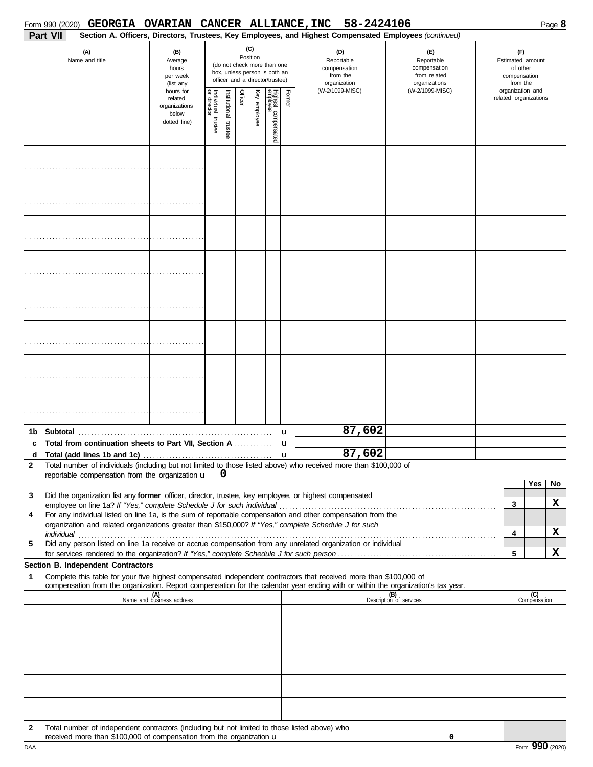Form 990 (2020) **GEORGIA OVARIAN CANCER ALLIANCE,INC 58-2424106**

**Part VII** **Section A. Officers, Directors, Trustees, Key Employees, and Highest Compensated Employees** *(continued)*

| (A) Name and title | (B) Average hours per week (list any hours for related organizations below dotted line) | (C) Position (do not check more than one box, unless person is both an officer and a director/trustee) — Individual trustee or director | Institutional trustee | Officer | Key employee | Highest compensated employee | Former | (D) Reportable compensation from the organization (W-2/1099-MISC) | (E) Reportable compensation from related organizations (W-2/1099-MISC) | (F) Estimated amount of other compensation from the organization and related organizations |
|---|---|---|---|---|---|---|---|---|---|---|
| | | | | | | | | | | |
| | | | | | | | | | | |
| | | | | | | | | | | |
| | | | | | | | | | | |
| | | | | | | | | | | |
| | | | | | | | | | | |
| | | | | | | | | | | |
| | | | | | | | | | | |

| | | (D) | (E) | (F) |
|---|---|---|---|---|
| **1b** | **Subtotal** | 87,602 | | |
| **c** | **Total from continuation sheets to Part VII, Section A** | | | |
| **d** | **Total (add lines 1b and 1c)** | 87,602 | | |

**2** Total number of individuals (including but not limited to those listed above) who received more than $100,000 of reportable compensation from the organization u **0**

| | | | Yes | No |
|---|---|---|---|---|
| **3** | Did the organization list any **former** officer, director, trustee, key employee, or highest compensated employee on line 1a? *If "Yes," complete Schedule J for such individual* | **3** | | **X** |
| **4** | For any individual listed on line 1a, is the sum of reportable compensation and other compensation from the organization and related organizations greater than $150,000? *If "Yes," complete Schedule J for such individual* | **4** | | **X** |
| **5** | Did any person listed on line 1a receive or accrue compensation from any unrelated organization or individual for services rendered to the organization? *If "Yes," complete Schedule J for such person* | **5** | | **X** |

**Section B. Independent Contractors**

**1** Complete this table for your five highest compensated independent contractors that received more than $100,000 of compensation from the organization. Report compensation for the calendar year ending with or within the organization's tax year.

| (A) Name and business address | (B) Description of services | (C) Compensation |
|---|---|---|
| | | |
| | | |
| | | |
| | | |
| | | |

**2** Total number of independent contractors (including but not limited to those listed above) who received more than $100,000 of compensation from the organization u **0**

DAA Form **990** (2020)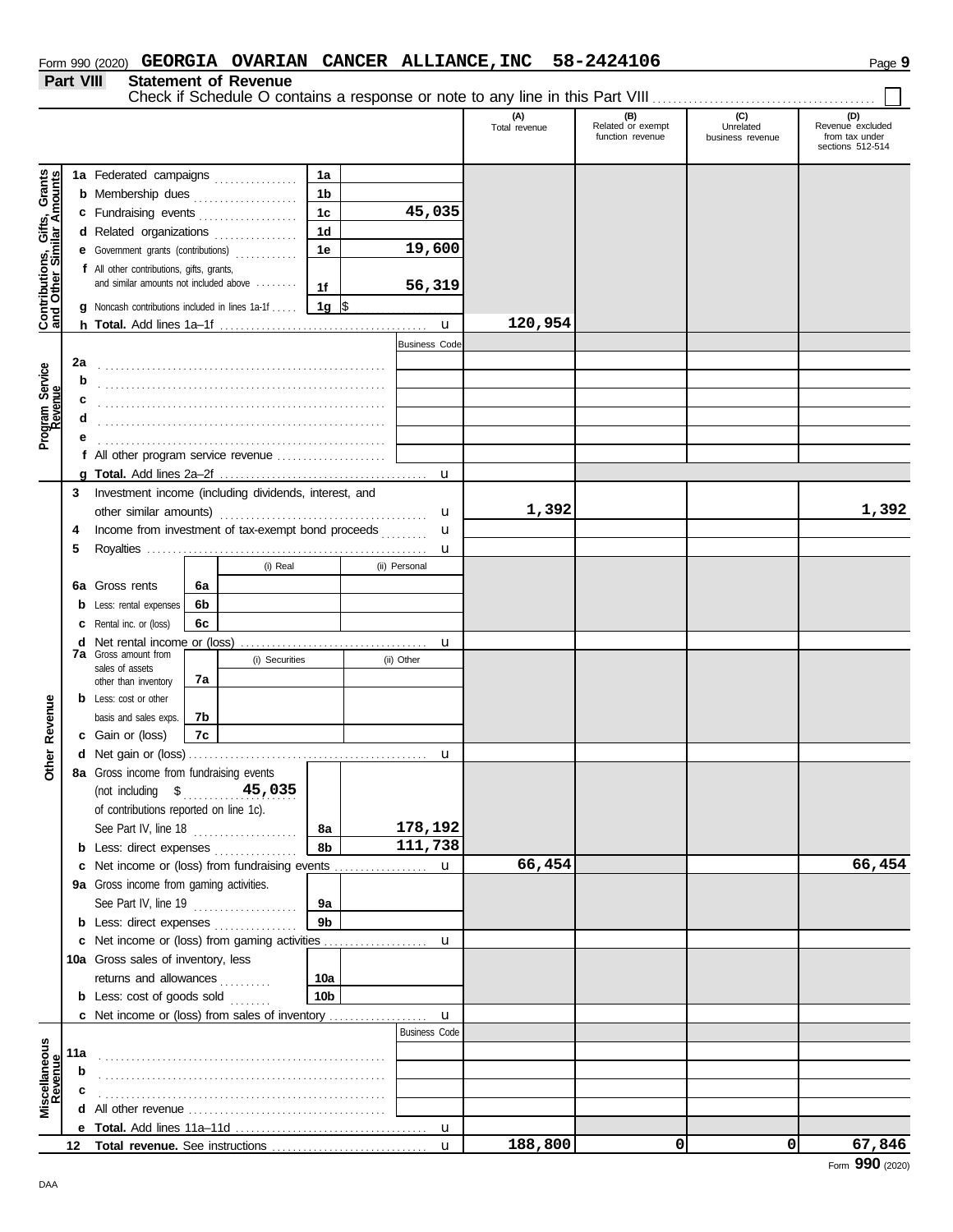Form 990 (2020) **GEORGIA OVARIAN CANCER ALLIANCE,INC 58-2424106**

## Part VIII Statement of Revenue

Check if Schedule O contains a response or note to any line in this Part VIII ☐

| | | | | (A) Total revenue | (B) Related or exempt function revenue | (C) Unrelated business revenue | (D) Revenue excluded from tax under sections 512-514 |
|---|---|---|---|---|---|---|---|
| **Contributions, Gifts, Grants and Other Similar Amounts** | 1a Federated campaigns | 1a | | | | | |
| | b Membership dues | 1b | | | | | |
| | c Fundraising events | 1c | 45,035 | | | | |
| | d Related organizations | 1d | | | | | |
| | e Government grants (contributions) | 1e | 19,600 | | | | |
| | f All other contributions, gifts, grants, and similar amounts not included above | 1f | 56,319 | | | | |
| | g Noncash contributions included in lines 1a-1f | 1g | $ | | | | |
| | h **Total.** Add lines 1a–1f | | | 120,954 | | | |
| **Program Service Revenue** | | | Business Code | | | | |
| | 2a | | | | | | |
| | b | | | | | | |
| | c | | | | | | |
| | d | | | | | | |
| | e | | | | | | |
| | f All other program service revenue | | | | | | |
| | g **Total.** Add lines 2a–2f | | | | | | |
| **Other Revenue** | 3 Investment income (including dividends, interest, and other similar amounts) | | | 1,392 | | | 1,392 |
| | 4 Income from investment of tax-exempt bond proceeds | | | | | | |
| | 5 Royalties | | | | | | |
| | | (i) Real | (ii) Personal | | | | |
| | 6a Gross rents | 6a | | | | | |
| | b Less: rental expenses | 6b | | | | | |
| | c Rental inc. or (loss) | 6c | | | | | |
| | d Net rental income or (loss) | | | | | | |
| | | (i) Securities | (ii) Other | | | | |
| | 7a Gross amount from sales of assets other than inventory | 7a | | | | | |
| | b Less: cost or other basis and sales exps. | 7b | | | | | |
| | c Gain or (loss) | 7c | | | | | |
| | d Net gain or (loss) | | | | | | |
| | 8a Gross income from fundraising events (not including $ 45,035 of contributions reported on line 1c). See Part IV, line 18 | 8a | 178,192 | | | | |
| | b Less: direct expenses | 8b | 111,738 | | | | |
| | c Net income or (loss) from fundraising events | | | 66,454 | | | 66,454 |
| | 9a Gross income from gaming activities. See Part IV, line 19 | 9a | | | | | |
| | b Less: direct expenses | 9b | | | | | |
| | c Net income or (loss) from gaming activities | | | | | | |
| | 10a Gross sales of inventory, less returns and allowances | 10a | | | | | |
| | b Less: cost of goods sold | 10b | | | | | |
| | c Net income or (loss) from sales of inventory | | | | | | |
| **Miscellaneous Revenue** | | | Business Code | | | | |
| | 11a | | | | | | |
| | b | | | | | | |
| | c | | | | | | |
| | d All other revenue | | | | | | |
| | e **Total.** Add lines 11a–11d | | | | | | |
| | 12 **Total revenue.** See instructions | | | 188,800 | 0 | 0 | 67,846 |

Form **990** (2020)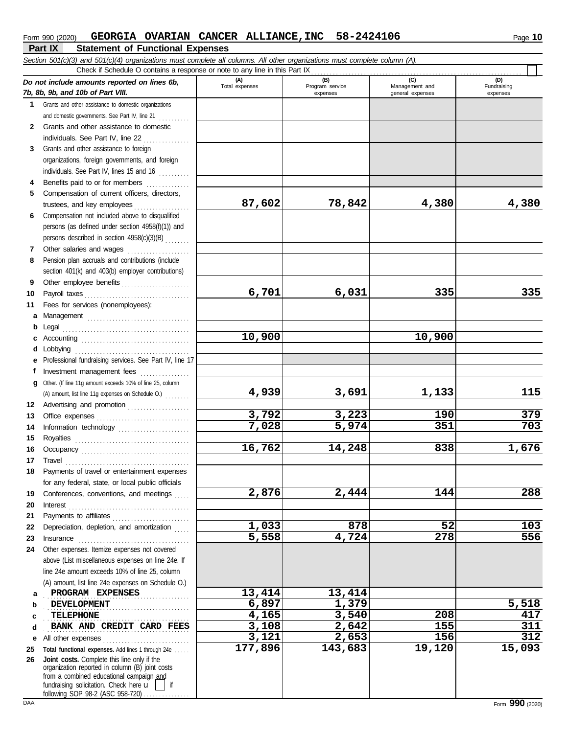Form 990 (2020) **GEORGIA OVARIAN CANCER ALLIANCE,INC 58-2424106** Page **10**

## Part IX Statement of Functional Expenses

*Section 501(c)(3) and 501(c)(4) organizations must complete all columns. All other organizations must complete column (A).*

Check if Schedule O contains a response or note to any line in this Part IX

| *Do not include amounts reported on lines 6b, 7b, 8b, 9b, and 10b of Part VIII.* | (A) Total expenses | (B) Program service expenses | (C) Management and general expenses | (D) Fundraising expenses |
|---|---|---|---|---|
| **1** Grants and other assistance to domestic organizations and domestic governments. See Part IV, line 21 | | | | |
| **2** Grants and other assistance to domestic individuals. See Part IV, line 22 | | | | |
| **3** Grants and other assistance to foreign organizations, foreign governments, and foreign individuals. See Part IV, lines 15 and 16 | | | | |
| **4** Benefits paid to or for members | | | | |
| **5** Compensation of current officers, directors, trustees, and key employees | 87,602 | 78,842 | 4,380 | 4,380 |
| **6** Compensation not included above to disqualified persons (as defined under section 4958(f)(1)) and persons described in section 4958(c)(3)(B) | | | | |
| **7** Other salaries and wages | | | | |
| **8** Pension plan accruals and contributions (include section 401(k) and 403(b) employer contributions) | | | | |
| **9** Other employee benefits | | | | |
| **10** Payroll taxes | 6,701 | 6,031 | 335 | 335 |
| **11** Fees for services (nonemployees): | | | | |
| **a** Management | | | | |
| **b** Legal | | | | |
| **c** Accounting | 10,900 | | 10,900 | |
| **d** Lobbying | | | | |
| **e** Professional fundraising services. See Part IV, line 17 | | | | |
| **f** Investment management fees | | | | |
| **g** Other. (If line 11g amount exceeds 10% of line 25, column (A) amount, list line 11g expenses on Schedule O.) | 4,939 | 3,691 | 1,133 | 115 |
| **12** Advertising and promotion | | | | |
| **13** Office expenses | 3,792 | 3,223 | 190 | 379 |
| **14** Information technology | 7,028 | 5,974 | 351 | 703 |
| **15** Royalties | | | | |
| **16** Occupancy | 16,762 | 14,248 | 838 | 1,676 |
| **17** Travel | | | | |
| **18** Payments of travel or entertainment expenses for any federal, state, or local public officials | | | | |
| **19** Conferences, conventions, and meetings | 2,876 | 2,444 | 144 | 288 |
| **20** Interest | | | | |
| **21** Payments to affiliates | | | | |
| **22** Depreciation, depletion, and amortization | 1,033 | 878 | 52 | 103 |
| **23** Insurance | 5,558 | 4,724 | 278 | 556 |
| **24** Other expenses. Itemize expenses not covered above (List miscellaneous expenses on line 24e. If line 24e amount exceeds 10% of line 25, column (A) amount, list line 24e expenses on Schedule O.) | | | | |
| **a** PROGRAM EXPENSES | 13,414 | 13,414 | | |
| **b** DEVELOPMENT | 6,897 | 1,379 | | 5,518 |
| **c** TELEPHONE | 4,165 | 3,540 | 208 | 417 |
| **d** BANK AND CREDIT CARD FEES | 3,108 | 2,642 | 155 | 311 |
| **e** All other expenses | 3,121 | 2,653 | 156 | 312 |
| **25** **Total functional expenses.** Add lines 1 through 24e | 177,896 | 143,683 | 19,120 | 15,093 |
| **26** **Joint costs.** Complete this line only if the organization reported in column (B) joint costs from a combined educational campaign and fundraising solicitation. Check here ☐ if following SOP 98-2 (ASC 958-720) | | | | |

Form **990** (2020)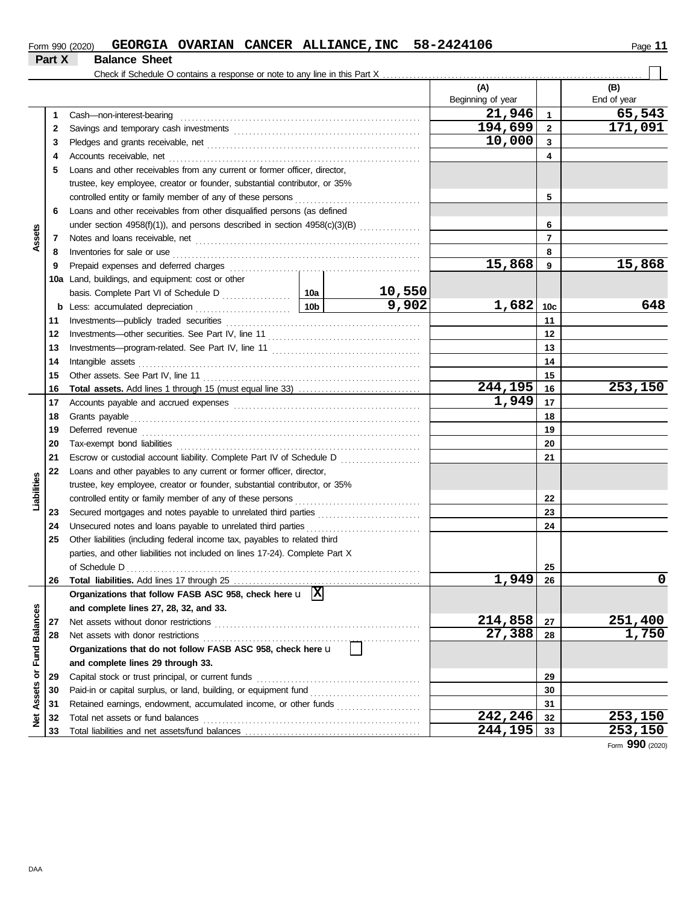Form 990 (2020) **GEORGIA OVARIAN CANCER ALLIANCE,INC 58-2424106**

## Part X Balance Sheet

Check if Schedule O contains a response or note to any line in this Part X ☐

| | | | | (A) Beginning of year | | (B) End of year |
|---|---|---|---|---|---|---|
| **Assets** | 1 | Cash—non-interest-bearing | | 21,946 | 1 | 65,543 |
| | 2 | Savings and temporary cash investments | | 194,699 | 2 | 171,091 |
| | 3 | Pledges and grants receivable, net | | 10,000 | 3 | |
| | 4 | Accounts receivable, net | | | 4 | |
| | 5 | Loans and other receivables from any current or former officer, director, trustee, key employee, creator or founder, substantial contributor, or 35% controlled entity or family member of any of these persons | | | 5 | |
| | 6 | Loans and other receivables from other disqualified persons (as defined under section 4958(f)(1)), and persons described in section 4958(c)(3)(B) | | | 6 | |
| | 7 | Notes and loans receivable, net | | | 7 | |
| | 8 | Inventories for sale or use | | | 8 | |
| | 9 | Prepaid expenses and deferred charges | | 15,868 | 9 | 15,868 |
| | 10a | Land, buildings, and equipment: cost or other basis. Complete Part VI of Schedule D | 10a 10,550 | | | |
| | b | Less: accumulated depreciation | 10b 9,902 | 1,682 | 10c | 648 |
| | 11 | Investments—publicly traded securities | | | 11 | |
| | 12 | Investments—other securities. See Part IV, line 11 | | | 12 | |
| | 13 | Investments—program-related. See Part IV, line 11 | | | 13 | |
| | 14 | Intangible assets | | | 14 | |
| | 15 | Other assets. See Part IV, line 11 | | | 15 | |
| | 16 | **Total assets.** Add lines 1 through 15 (must equal line 33) | | 244,195 | 16 | 253,150 |
| **Liabilities** | 17 | Accounts payable and accrued expenses | | 1,949 | 17 | |
| | 18 | Grants payable | | | 18 | |
| | 19 | Deferred revenue | | | 19 | |
| | 20 | Tax-exempt bond liabilities | | | 20 | |
| | 21 | Escrow or custodial account liability. Complete Part IV of Schedule D | | | 21 | |
| | 22 | Loans and other payables to any current or former officer, director, trustee, key employee, creator or founder, substantial contributor, or 35% controlled entity or family member of any of these persons | | | 22 | |
| | 23 | Secured mortgages and notes payable to unrelated third parties | | | 23 | |
| | 24 | Unsecured notes and loans payable to unrelated third parties | | | 24 | |
| | 25 | Other liabilities (including federal income tax, payables to related third parties, and other liabilities not included on lines 17-24). Complete Part X of Schedule D | | | 25 | |
| | 26 | **Total liabilities.** Add lines 17 through 25 | | 1,949 | 26 | 0 |
| **Net Assets or Fund Balances** | | **Organizations that follow FASB ASC 958, check here** u ☒ **and complete lines 27, 28, 32, and 33.** | | | | |
| | 27 | Net assets without donor restrictions | | 214,858 | 27 | 251,400 |
| | 28 | Net assets with donor restrictions | | 27,388 | 28 | 1,750 |
| | | **Organizations that do not follow FASB ASC 958, check here** u ☐ **and complete lines 29 through 33.** | | | | |
| | 29 | Capital stock or trust principal, or current funds | | | 29 | |
| | 30 | Paid-in or capital surplus, or land, building, or equipment fund | | | 30 | |
| | 31 | Retained earnings, endowment, accumulated income, or other funds | | | 31 | |
| | 32 | Total net assets or fund balances | | 242,246 | 32 | 253,150 |
| | 33 | Total liabilities and net assets/fund balances | | 244,195 | 33 | 253,150 |

Form **990** (2020)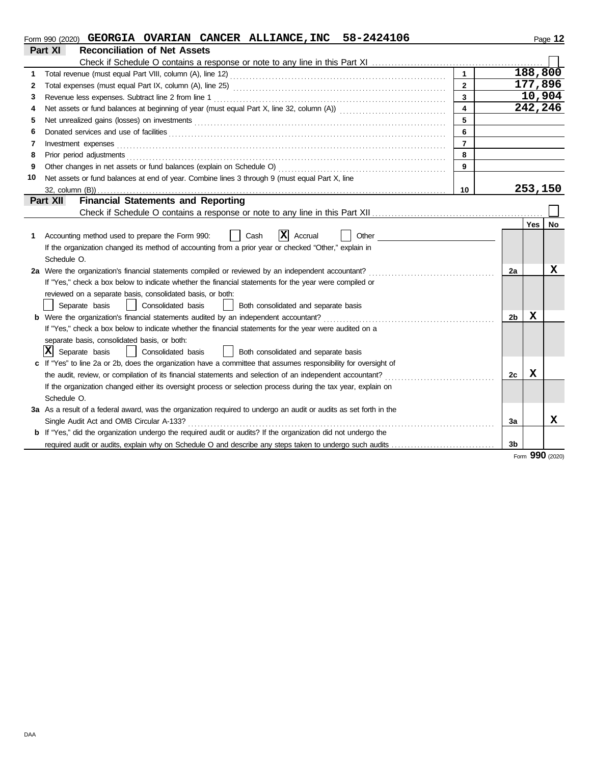Form 990 (2020) **GEORGIA OVARIAN CANCER ALLIANCE,INC 58-2424106**

## Part XI Reconciliation of Net Assets

Check if Schedule O contains a response or note to any line in this Part XI . . . . . . ☐

| | | | |
|---|---|---|---|
| 1 | Total revenue (must equal Part VIII, column (A), line 12) | 1 | 188,800 |
| 2 | Total expenses (must equal Part IX, column (A), line 25) | 2 | 177,896 |
| 3 | Revenue less expenses. Subtract line 2 from line 1 | 3 | 10,904 |
| 4 | Net assets or fund balances at beginning of year (must equal Part X, line 32, column (A)) | 4 | 242,246 |
| 5 | Net unrealized gains (losses) on investments | 5 | |
| 6 | Donated services and use of facilities | 6 | |
| 7 | Investment expenses | 7 | |
| 8 | Prior period adjustments | 8 | |
| 9 | Other changes in net assets or fund balances (explain on Schedule O) | 9 | |
| 10 | Net assets or fund balances at end of year. Combine lines 3 through 9 (must equal Part X, line 32, column (B)) | 10 | 253,150 |

## Part XII Financial Statements and Reporting

Check if Schedule O contains a response or note to any line in this Part XII . . . . . . ☐

| | | | Yes | No |
|---|---|---|---|---|
| 1 | Accounting method used to prepare the Form 990: ☐ Cash ☒ Accrual ☐ Other<br>If the organization changed its method of accounting from a prior year or checked "Other," explain in Schedule O. | | | |
| 2a | Were the organization's financial statements compiled or reviewed by an independent accountant? | 2a | | X |
| | If "Yes," check a box below to indicate whether the financial statements for the year were compiled or reviewed on a separate basis, consolidated basis, or both:<br>☐ Separate basis ☐ Consolidated basis ☐ Both consolidated and separate basis | | | |
| b | Were the organization's financial statements audited by an independent accountant? | 2b | X | |
| | If "Yes," check a box below to indicate whether the financial statements for the year were audited on a separate basis, consolidated basis, or both:<br>☒ Separate basis ☐ Consolidated basis ☐ Both consolidated and separate basis | | | |
| c | If "Yes" to line 2a or 2b, does the organization have a committee that assumes responsibility for oversight of the audit, review, or compilation of its financial statements and selection of an independent accountant? | 2c | X | |
| | If the organization changed either its oversight process or selection process during the tax year, explain on Schedule O. | | | |
| 3a | As a result of a federal award, was the organization required to undergo an audit or audits as set forth in the Single Audit Act and OMB Circular A-133? | 3a | | X |
| b | If "Yes," did the organization undergo the required audit or audits? If the organization did not undergo the required audit or audits, explain why on Schedule O and describe any steps taken to undergo such audits | 3b | | |

Form **990** (2020)

DAA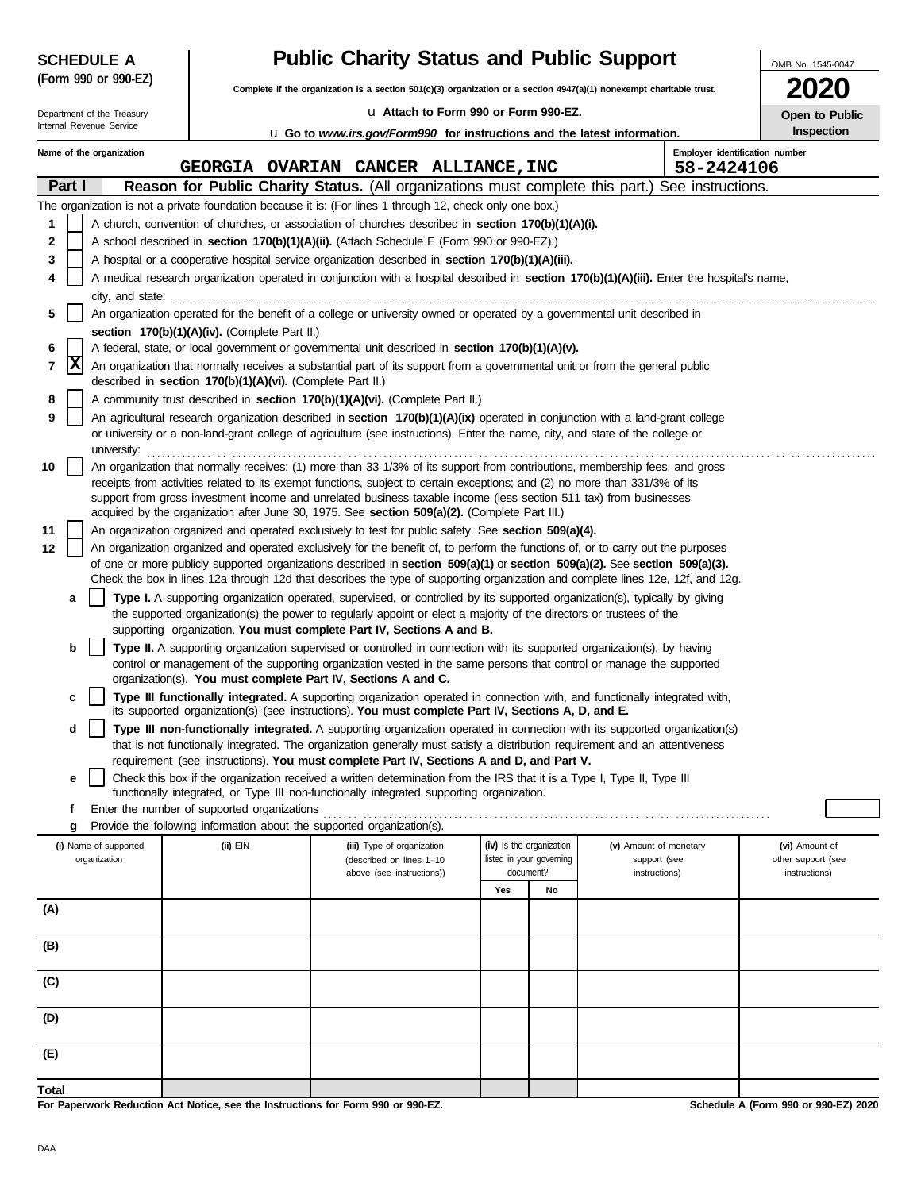**SCHEDULE A (Form 990 or 990-EZ)**

Department of the Treasury
Internal Revenue Service

# Public Charity Status and Public Support

**Complete if the organization is a section 501(c)(3) organization or a section 4947(a)(1) nonexempt charitable trust.**

u **Attach to Form 990 or Form 990-EZ.**

u **Go to *www.irs.gov/Form990* for instructions and the latest information.**

OMB No. 1545-0047

**2020**

**Open to Public Inspection**

**Name of the organization:** GEORGIA OVARIAN CANCER ALLIANCE,INC

**Employer identification number:** 58-2424106

## Part I — Reason for Public Charity Status. (All organizations must complete this part.) See instructions.

The organization is not a private foundation because it is: (For lines 1 through 12, check only one box.)

1 [ ] A church, convention of churches, or association of churches described in **section 170(b)(1)(A)(i).**

2 [ ] A school described in **section 170(b)(1)(A)(ii).** (Attach Schedule E (Form 990 or 990-EZ).)

3 [ ] A hospital or a cooperative hospital service organization described in **section 170(b)(1)(A)(iii).**

4 [ ] A medical research organization operated in conjunction with a hospital described in **section 170(b)(1)(A)(iii).** Enter the hospital's name, city, and state: ..........

5 [ ] An organization operated for the benefit of a college or university owned or operated by a governmental unit described in **section 170(b)(1)(A)(iv).** (Complete Part II.)

6 [ ] A federal, state, or local government or governmental unit described in **section 170(b)(1)(A)(v).**

7 [X] An organization that normally receives a substantial part of its support from a governmental unit or from the general public described in **section 170(b)(1)(A)(vi).** (Complete Part II.)

8 [ ] A community trust described in **section 170(b)(1)(A)(vi).** (Complete Part II.)

9 [ ] An agricultural research organization described in **section 170(b)(1)(A)(ix)** operated in conjunction with a land-grant college or university or a non-land-grant college of agriculture (see instructions). Enter the name, city, and state of the college or university: ..........

10 [ ] An organization that normally receives: (1) more than 33 1/3% of its support from contributions, membership fees, and gross receipts from activities related to its exempt functions, subject to certain exceptions; and (2) no more than 331/3% of its support from gross investment income and unrelated business taxable income (less section 511 tax) from businesses acquired by the organization after June 30, 1975. See **section 509(a)(2).** (Complete Part III.)

11 [ ] An organization organized and operated exclusively to test for public safety. See **section 509(a)(4).**

12 [ ] An organization organized and operated exclusively for the benefit of, to perform the functions of, or to carry out the purposes of one or more publicly supported organizations described in **section 509(a)(1)** or **section 509(a)(2).** See **section 509(a)(3).** Check the box in lines 12a through 12d that describes the type of supporting organization and complete lines 12e, 12f, and 12g.

**a** [ ] **Type I.** A supporting organization operated, supervised, or controlled by its supported organization(s), typically by giving the supported organization(s) the power to regularly appoint or elect a majority of the directors or trustees of the supporting organization. **You must complete Part IV, Sections A and B.**

**b** [ ] **Type II.** A supporting organization supervised or controlled in connection with its supported organization(s), by having control or management of the supporting organization vested in the same persons that control or manage the supported organization(s). **You must complete Part IV, Sections A and C.**

**c** [ ] **Type III functionally integrated.** A supporting organization operated in connection with, and functionally integrated with, its supported organization(s) (see instructions). **You must complete Part IV, Sections A, D, and E.**

**d** [ ] **Type III non-functionally integrated.** A supporting organization operated in connection with its supported organization(s) that is not functionally integrated. The organization generally must satisfy a distribution requirement and an attentiveness requirement (see instructions). **You must complete Part IV, Sections A and D, and Part V.**

**e** [ ] Check this box if the organization received a written determination from the IRS that it is a Type I, Type II, Type III functionally integrated, or Type III non-functionally integrated supporting organization.

**f** Enter the number of supported organizations ..........

**g** Provide the following information about the supported organization(s).

| (i) Name of supported organization | (ii) EIN | (iii) Type of organization (described on lines 1–10 above (see instructions)) | (iv) Is the organization listed in your governing document? | | (v) Amount of monetary support (see instructions) | (vi) Amount of other support (see instructions) |
|---|---|---|---|---|---|---|
| | | | Yes | No | | |
| (A) | | | | | | |
| (B) | | | | | | |
| (C) | | | | | | |
| (D) | | | | | | |
| (E) | | | | | | |
| Total | | | | | | |

**For Paperwork Reduction Act Notice, see the Instructions for Form 990 or 990-EZ.**

**Schedule A (Form 990 or 990-EZ) 2020**

DAA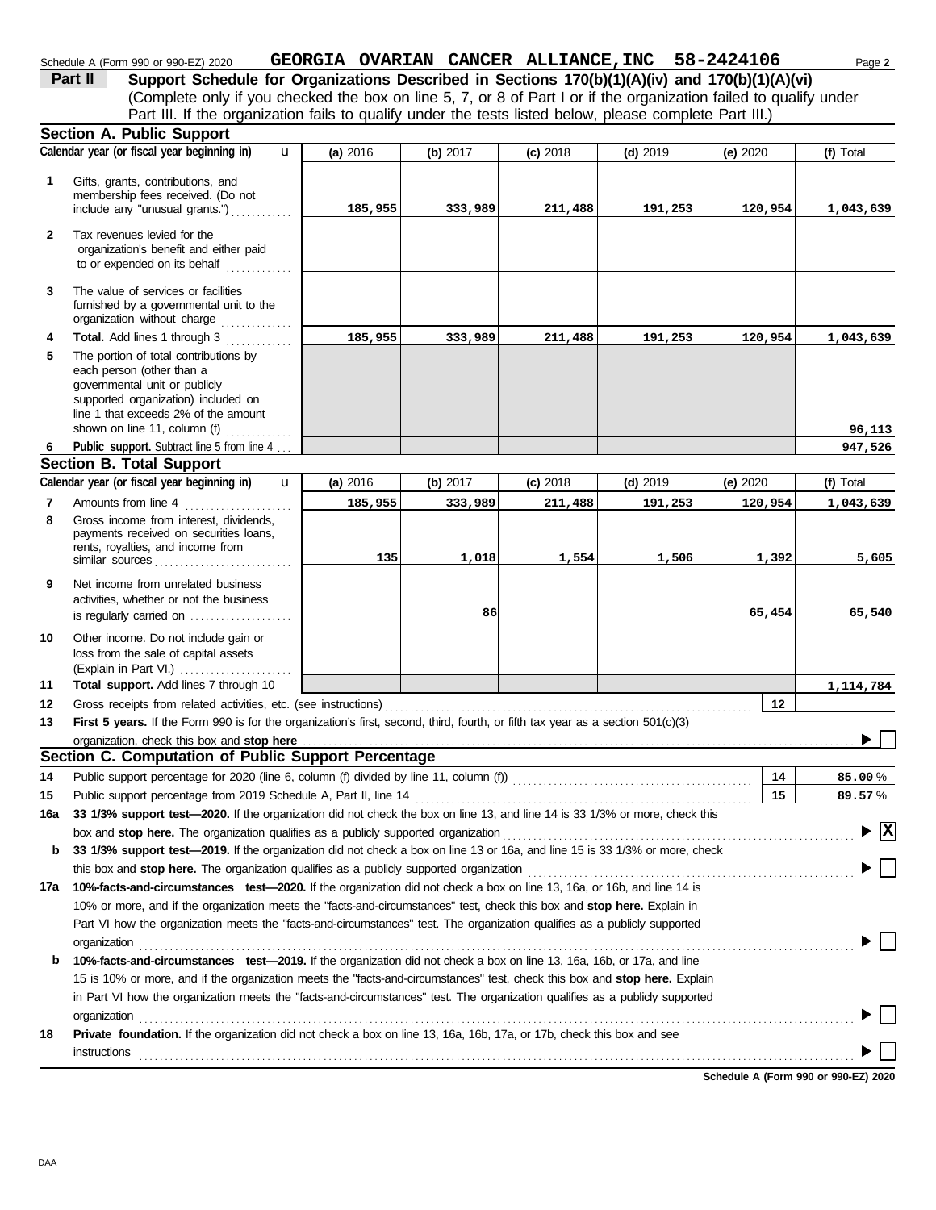Schedule A (Form 990 or 990-EZ) 2020 **GEORGIA OVARIAN CANCER ALLIANCE,INC 58-2424106** Page **2**

## Part II Support Schedule for Organizations Described in Sections 170(b)(1)(A)(iv) and 170(b)(1)(A)(vi)

(Complete only if you checked the box on line 5, 7, or 8 of Part I or if the organization failed to qualify under Part III. If the organization fails to qualify under the tests listed below, please complete Part III.)

### Section A. Public Support

| | Calendar year (or fiscal year beginning in) | (a) 2016 | (b) 2017 | (c) 2018 | (d) 2019 | (e) 2020 | (f) Total |
|---|---|---|---|---|---|---|---|
| 1 | Gifts, grants, contributions, and membership fees received. (Do not include any "unusual grants.") | 185,955 | 333,989 | 211,488 | 191,253 | 120,954 | 1,043,639 |
| 2 | Tax revenues levied for the organization's benefit and either paid to or expended on its behalf | | | | | | |
| 3 | The value of services or facilities furnished by a governmental unit to the organization without charge | | | | | | |
| 4 | **Total.** Add lines 1 through 3 | 185,955 | 333,989 | 211,488 | 191,253 | 120,954 | 1,043,639 |
| 5 | The portion of total contributions by each person (other than a governmental unit or publicly supported organization) included on line 1 that exceeds 2% of the amount shown on line 11, column (f) | | | | | | 96,113 |
| 6 | **Public support.** Subtract line 5 from line 4 | | | | | | 947,526 |

### Section B. Total Support

| | Calendar year (or fiscal year beginning in) | (a) 2016 | (b) 2017 | (c) 2018 | (d) 2019 | (e) 2020 | (f) Total |
|---|---|---|---|---|---|---|---|
| 7 | Amounts from line 4 | 185,955 | 333,989 | 211,488 | 191,253 | 120,954 | 1,043,639 |
| 8 | Gross income from interest, dividends, payments received on securities loans, rents, royalties, and income from similar sources | 135 | 1,018 | 1,554 | 1,506 | 1,392 | 5,605 |
| 9 | Net income from unrelated business activities, whether or not the business is regularly carried on | | 86 | | | 65,454 | 65,540 |
| 10 | Other income. Do not include gain or loss from the sale of capital assets (Explain in Part VI.) | | | | | | |
| 11 | **Total support.** Add lines 7 through 10 | | | | | | 1,114,784 |

**12** Gross receipts from related activities, etc. (see instructions) **12**

**13** **First 5 years.** If the Form 990 is for the organization's first, second, third, fourth, or fifth tax year as a section 501(c)(3) organization, check this box and **stop here** ☐

### Section C. Computation of Public Support Percentage

**14** Public support percentage for 2020 (line 6, column (f) divided by line 11, column (f)) **14** **85.00** %

**15** Public support percentage from 2019 Schedule A, Part II, line 14 **15** **89.57** %

**16a** **33 1/3% support test—2020.** If the organization did not check the box on line 13, and line 14 is 33 1/3% or more, check this box and **stop here.** The organization qualifies as a publicly supported organization ☒

**b** **33 1/3% support test—2019.** If the organization did not check a box on line 13 or 16a, and line 15 is 33 1/3% or more, check this box and **stop here.** The organization qualifies as a publicly supported organization ☐

**17a** **10%-facts-and-circumstances test—2020.** If the organization did not check a box on line 13, 16a, or 16b, and line 14 is 10% or more, and if the organization meets the "facts-and-circumstances" test, check this box and **stop here.** Explain in Part VI how the organization meets the "facts-and-circumstances" test. The organization qualifies as a publicly supported organization ☐

**b** **10%-facts-and-circumstances test—2019.** If the organization did not check a box on line 13, 16a, 16b, or 17a, and line 15 is 10% or more, and if the organization meets the "facts-and-circumstances" test, check this box and **stop here.** Explain in Part VI how the organization meets the "facts-and-circumstances" test. The organization qualifies as a publicly supported organization ☐

**18** **Private foundation.** If the organization did not check a box on line 13, 16a, 16b, 17a, or 17b, check this box and see instructions ☐

**Schedule A (Form 990 or 990-EZ) 2020**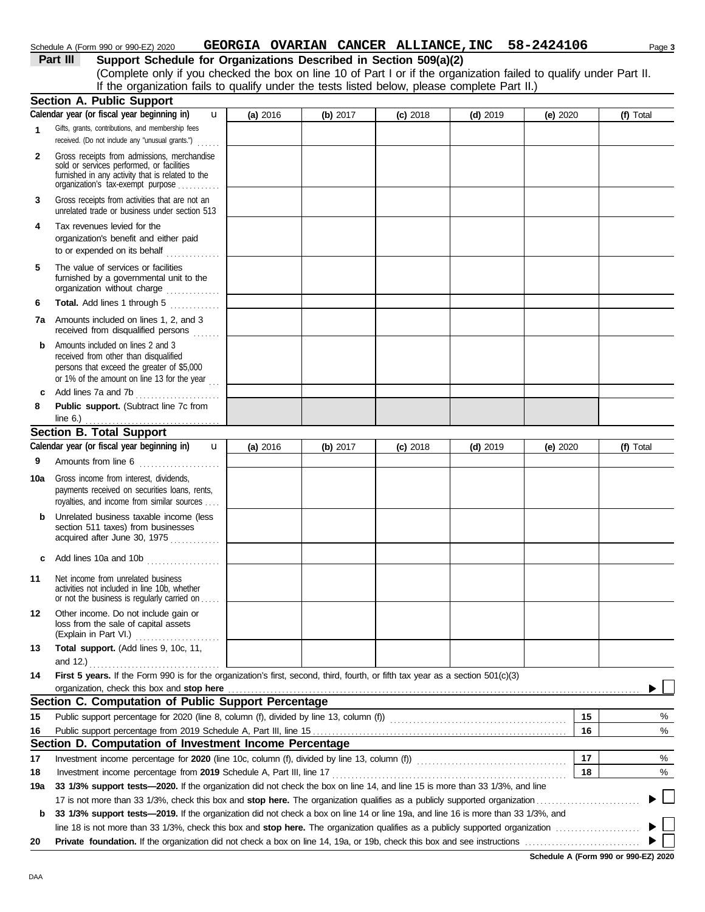Schedule A (Form 990 or 990-EZ) 2020 **GEORGIA OVARIAN CANCER ALLIANCE,INC 58-2424106** Page **3**

## Part III Support Schedule for Organizations Described in Section 509(a)(2)

(Complete only if you checked the box on line 10 of Part I or if the organization failed to qualify under Part II. If the organization fails to qualify under the tests listed below, please complete Part II.)

### Section A. Public Support

| Calendar year (or fiscal year beginning in) | (a) 2016 | (b) 2017 | (c) 2018 | (d) 2019 | (e) 2020 | (f) Total |
|---|---|---|---|---|---|---|
| **1** Gifts, grants, contributions, and membership fees received. (Do not include any "unusual grants.") | | | | | | |
| **2** Gross receipts from admissions, merchandise sold or services performed, or facilities furnished in any activity that is related to the organization's tax-exempt purpose | | | | | | |
| **3** Gross receipts from activities that are not an unrelated trade or business under section 513 | | | | | | |
| **4** Tax revenues levied for the organization's benefit and either paid to or expended on its behalf | | | | | | |
| **5** The value of services or facilities furnished by a governmental unit to the organization without charge | | | | | | |
| **6** **Total.** Add lines 1 through 5 | | | | | | |
| **7a** Amounts included on lines 1, 2, and 3 received from disqualified persons | | | | | | |
| **b** Amounts included on lines 2 and 3 received from other than disqualified persons that exceed the greater of $5,000 or 1% of the amount on line 13 for the year | | | | | | |
| **c** Add lines 7a and 7b | | | | | | |
| **8** **Public support.** (Subtract line 7c from line 6.) | | | | | | |

### Section B. Total Support

| Calendar year (or fiscal year beginning in) | (a) 2016 | (b) 2017 | (c) 2018 | (d) 2019 | (e) 2020 | (f) Total |
|---|---|---|---|---|---|---|
| **9** Amounts from line 6 | | | | | | |
| **10a** Gross income from interest, dividends, payments received on securities loans, rents, royalties, and income from similar sources | | | | | | |
| **b** Unrelated business taxable income (less section 511 taxes) from businesses acquired after June 30, 1975 | | | | | | |
| **c** Add lines 10a and 10b | | | | | | |
| **11** Net income from unrelated business activities not included in line 10b, whether or not the business is regularly carried on | | | | | | |
| **12** Other income. Do not include gain or loss from the sale of capital assets (Explain in Part VI.) | | | | | | |
| **13** **Total support.** (Add lines 9, 10c, 11, and 12.) | | | | | | |

**14** **First 5 years.** If the Form 990 is for the organization's first, second, third, fourth, or fifth tax year as a section 501(c)(3) organization, check this box and **stop here** ☐

### Section C. Computation of Public Support Percentage

| | | | |
|---|---|---|---|
| **15** | Public support percentage for 2020 (line 8, column (f), divided by line 13, column (f)) | 15 | % |
| **16** | Public support percentage from 2019 Schedule A, Part III, line 15 | 16 | % |

### Section D. Computation of Investment Income Percentage

| | | | |
|---|---|---|---|
| **17** | Investment income percentage for **2020** (line 10c, column (f), divided by line 13, column (f)) | 17 | % |
| **18** | Investment income percentage from **2019** Schedule A, Part III, line 17 | 18 | % |

**19a** **33 1/3% support tests—2020.** If the organization did not check the box on line 14, and line 15 is more than 33 1/3%, and line 17 is not more than 33 1/3%, check this box and **stop here.** The organization qualifies as a publicly supported organization ☐

**b** **33 1/3% support tests—2019.** If the organization did not check a box on line 14 or line 19a, and line 16 is more than 33 1/3%, and line 18 is not more than 33 1/3%, check this box and **stop here.** The organization qualifies as a publicly supported organization ☐

**20** **Private foundation.** If the organization did not check a box on line 14, 19a, or 19b, check this box and see instructions ☐

**Schedule A (Form 990 or 990-EZ) 2020**

DAA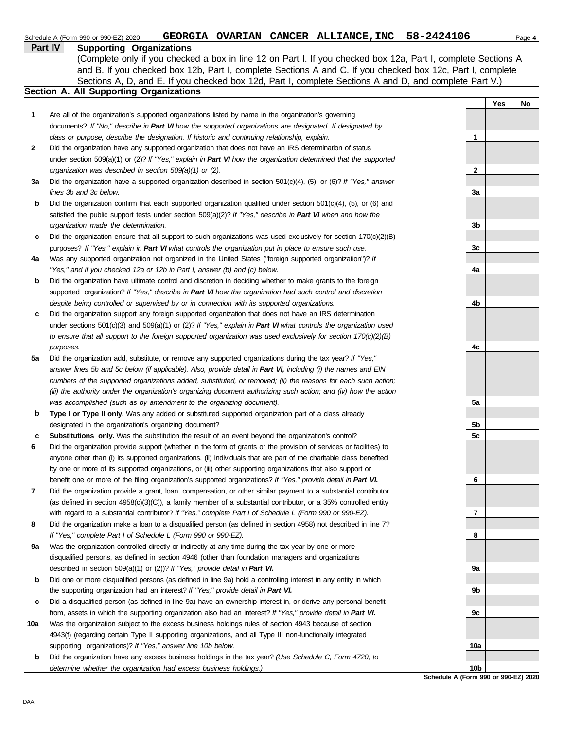Schedule A (Form 990 or 990-EZ) 2020 **GEORGIA OVARIAN CANCER ALLIANCE,INC 58-2424106** Page **4**

## Part IV Supporting Organizations

(Complete only if you checked a box in line 12 on Part I. If you checked box 12a, Part I, complete Sections A and B. If you checked box 12b, Part I, complete Sections A and C. If you checked box 12c, Part I, complete Sections A, D, and E. If you checked box 12d, Part I, complete Sections A and D, and complete Part V.)

### Section A. All Supporting Organizations

| | | | Yes | No |
|---|---|---|---|---|
| **1** | Are all of the organization's supported organizations listed by name in the organization's governing documents? *If "No," describe in **Part VI** how the supported organizations are designated. If designated by class or purpose, describe the designation. If historic and continuing relationship, explain.* | **1** | | |
| **2** | Did the organization have any supported organization that does not have an IRS determination of status under section 509(a)(1) or (2)? *If "Yes," explain in **Part VI** how the organization determined that the supported organization was described in section 509(a)(1) or (2).* | **2** | | |
| **3a** | Did the organization have a supported organization described in section 501(c)(4), (5), or (6)? *If "Yes," answer lines 3b and 3c below.* | **3a** | | |
| **b** | Did the organization confirm that each supported organization qualified under section 501(c)(4), (5), or (6) and satisfied the public support tests under section 509(a)(2)? *If "Yes," describe in **Part VI** when and how the organization made the determination.* | **3b** | | |
| **c** | Did the organization ensure that all support to such organizations was used exclusively for section 170(c)(2)(B) purposes? *If "Yes," explain in **Part VI** what controls the organization put in place to ensure such use.* | **3c** | | |
| **4a** | Was any supported organization not organized in the United States ("foreign supported organization")? *If "Yes," and if you checked 12a or 12b in Part I, answer (b) and (c) below.* | **4a** | | |
| **b** | Did the organization have ultimate control and discretion in deciding whether to make grants to the foreign supported organization? *If "Yes," describe in **Part VI** how the organization had such control and discretion despite being controlled or supervised by or in connection with its supported organizations.* | **4b** | | |
| **c** | Did the organization support any foreign supported organization that does not have an IRS determination under sections 501(c)(3) and 509(a)(1) or (2)? *If "Yes," explain in **Part VI** what controls the organization used to ensure that all support to the foreign supported organization was used exclusively for section 170(c)(2)(B) purposes.* | **4c** | | |
| **5a** | Did the organization add, substitute, or remove any supported organizations during the tax year? *If "Yes," answer lines 5b and 5c below (if applicable). Also, provide detail in **Part VI,** including (i) the names and EIN numbers of the supported organizations added, substituted, or removed; (ii) the reasons for each such action; (iii) the authority under the organization's organizing document authorizing such action; and (iv) how the action was accomplished (such as by amendment to the organizing document).* | **5a** | | |
| **b** | **Type I or Type II only.** Was any added or substituted supported organization part of a class already designated in the organization's organizing document? | **5b** | | |
| **c** | **Substitutions only.** Was the substitution the result of an event beyond the organization's control? | **5c** | | |
| **6** | Did the organization provide support (whether in the form of grants or the provision of services or facilities) to anyone other than (i) its supported organizations, (ii) individuals that are part of the charitable class benefited by one or more of its supported organizations, or (iii) other supporting organizations that also support or benefit one or more of the filing organization's supported organizations? *If "Yes," provide detail in **Part VI.*** | **6** | | |
| **7** | Did the organization provide a grant, loan, compensation, or other similar payment to a substantial contributor (as defined in section 4958(c)(3)(C)), a family member of a substantial contributor, or a 35% controlled entity with regard to a substantial contributor? *If "Yes," complete Part I of Schedule L (Form 990 or 990-EZ).* | **7** | | |
| **8** | Did the organization make a loan to a disqualified person (as defined in section 4958) not described in line 7? *If "Yes," complete Part I of Schedule L (Form 990 or 990-EZ).* | **8** | | |
| **9a** | Was the organization controlled directly or indirectly at any time during the tax year by one or more disqualified persons, as defined in section 4946 (other than foundation managers and organizations described in section 509(a)(1) or (2))? *If "Yes," provide detail in **Part VI.*** | **9a** | | |
| **b** | Did one or more disqualified persons (as defined in line 9a) hold a controlling interest in any entity in which the supporting organization had an interest? *If "Yes," provide detail in **Part VI.*** | **9b** | | |
| **c** | Did a disqualified person (as defined in line 9a) have an ownership interest in, or derive any personal benefit from, assets in which the supporting organization also had an interest? *If "Yes," provide detail in **Part VI.*** | **9c** | | |
| **10a** | Was the organization subject to the excess business holdings rules of section 4943 because of section 4943(f) (regarding certain Type II supporting organizations, and all Type III non-functionally integrated supporting organizations)? *If "Yes," answer line 10b below.* | **10a** | | |
| **b** | Did the organization have any excess business holdings in the tax year? *(Use Schedule C, Form 4720, to determine whether the organization had excess business holdings.)* | **10b** | | |

**Schedule A (Form 990 or 990-EZ) 2020**

DAA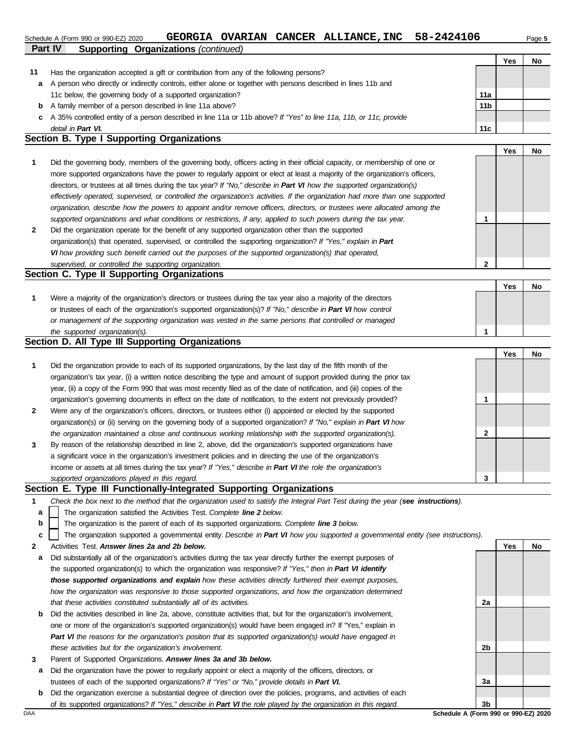Schedule A (Form 990 or 990-EZ) 2020 **GEORGIA OVARIAN CANCER ALLIANCE,INC 58-2424106** Page **5**

**Part IV Supporting Organizations** *(continued)*

| | | | Yes | No |
|---|---|---|---|---|
| **11** | Has the organization accepted a gift or contribution from any of the following persons? | | | |
| **a** | A person who directly or indirectly controls, either alone or together with persons described in lines 11b and 11c below, the governing body of a supported organization? | **11a** | | |
| **b** | A family member of a person described in line 11a above? | **11b** | | |
| **c** | A 35% controlled entity of a person described in line 11a or 11b above? *If "Yes" to line 11a, 11b, or 11c, provide detail in* ***Part VI.*** | **11c** | | |

## Section B. Type I Supporting Organizations

| | | | Yes | No |
|---|---|---|---|---|
| **1** | Did the governing body, members of the governing body, officers acting in their official capacity, or membership of one or more supported organizations have the power to regularly appoint or elect at least a majority of the organization's officers, directors, or trustees at all times during the tax year? *If "No," describe in* ***Part VI*** *how the supported organization(s) effectively operated, supervised, or controlled the organization's activities. If the organization had more than one supported organization, describe how the powers to appoint and/or remove officers, directors, or trustees were allocated among the supported organizations and what conditions or restrictions, if any, applied to such powers during the tax year.* | **1** | | |
| **2** | Did the organization operate for the benefit of any supported organization other than the supported organization(s) that operated, supervised, or controlled the supporting organization? *If "Yes," explain in* ***Part VI*** *how providing such benefit carried out the purposes of the supported organization(s) that operated, supervised, or controlled the supporting organization.* | **2** | | |

## Section C. Type II Supporting Organizations

| | | | Yes | No |
|---|---|---|---|---|
| **1** | Were a majority of the organization's directors or trustees during the tax year also a majority of the directors or trustees of each of the organization's supported organization(s)? *If "No," describe in* ***Part VI*** *how control or management of the supporting organization was vested in the same persons that controlled or managed the supported organization(s).* | **1** | | |

## Section D. All Type III Supporting Organizations

| | | | Yes | No |
|---|---|---|---|---|
| **1** | Did the organization provide to each of its supported organizations, by the last day of the fifth month of the organization's tax year, (i) a written notice describing the type and amount of support provided during the prior tax year, (ii) a copy of the Form 990 that was most recently filed as of the date of notification, and (iii) copies of the organization's governing documents in effect on the date of notification, to the extent not previously provided? | **1** | | |
| **2** | Were any of the organization's officers, directors, or trustees either (i) appointed or elected by the supported organization(s) or (ii) serving on the governing body of a supported organization? *If "No," explain in* ***Part VI*** *how the organization maintained a close and continuous working relationship with the supported organization(s).* | **2** | | |
| **3** | By reason of the relationship described in line 2, above, did the organization's supported organizations have a significant voice in the organization's investment policies and in directing the use of the organization's income or assets at all times during the tax year? *If "Yes," describe in* ***Part VI*** *the role the organization's supported organizations played in this regard.* | **3** | | |

## Section E. Type III Functionally-Integrated Supporting Organizations

**1** *Check the box next to the method that the organization used to satisfy the Integral Part Test during the year (**see instructions**).*

- **a** ☐ The organization satisfied the Activities Test. *Complete **line 2** below.*
- **b** ☐ The organization is the parent of each of its supported organizations. *Complete **line 3** below.*
- **c** ☐ The organization supported a governmental entity. *Describe in **Part VI** how you supported a governmental entity (see instructions).*

| | | | Yes | No |
|---|---|---|---|---|
| **2** | Activities Test. ***Answer lines 2a and 2b below.*** | | | |
| **a** | Did substantially all of the organization's activities during the tax year directly further the exempt purposes of the supported organization(s) to which the organization was responsive? *If "Yes," then in* ***Part VI identify those supported organizations and explain*** *how these activities directly furthered their exempt purposes, how the organization was responsive to those supported organizations, and how the organization determined that these activities constituted substantially all of its activities.* | **2a** | | |
| **b** | Did the activities described in line 2a, above, constitute activities that, but for the organization's involvement, one or more of the organization's supported organization(s) would have been engaged in? If "Yes," explain in ***Part VI*** *the reasons for the organization's position that its supported organization(s) would have engaged in these activities but for the organization's involvement.* | **2b** | | |
| **3** | Parent of Supported Organizations. ***Answer lines 3a and 3b below.*** | | | |
| **a** | Did the organization have the power to regularly appoint or elect a majority of the officers, directors, or trustees of each of the supported organizations? *If "Yes" or "No," provide details in* ***Part VI.*** | **3a** | | |
| **b** | Did the organization exercise a substantial degree of direction over the policies, programs, and activities of each of its supported organizations? *If "Yes," describe in* ***Part VI*** *the role played by the organization in this regard.* | **3b** | | |

DAA **Schedule A (Form 990 or 990-EZ) 2020**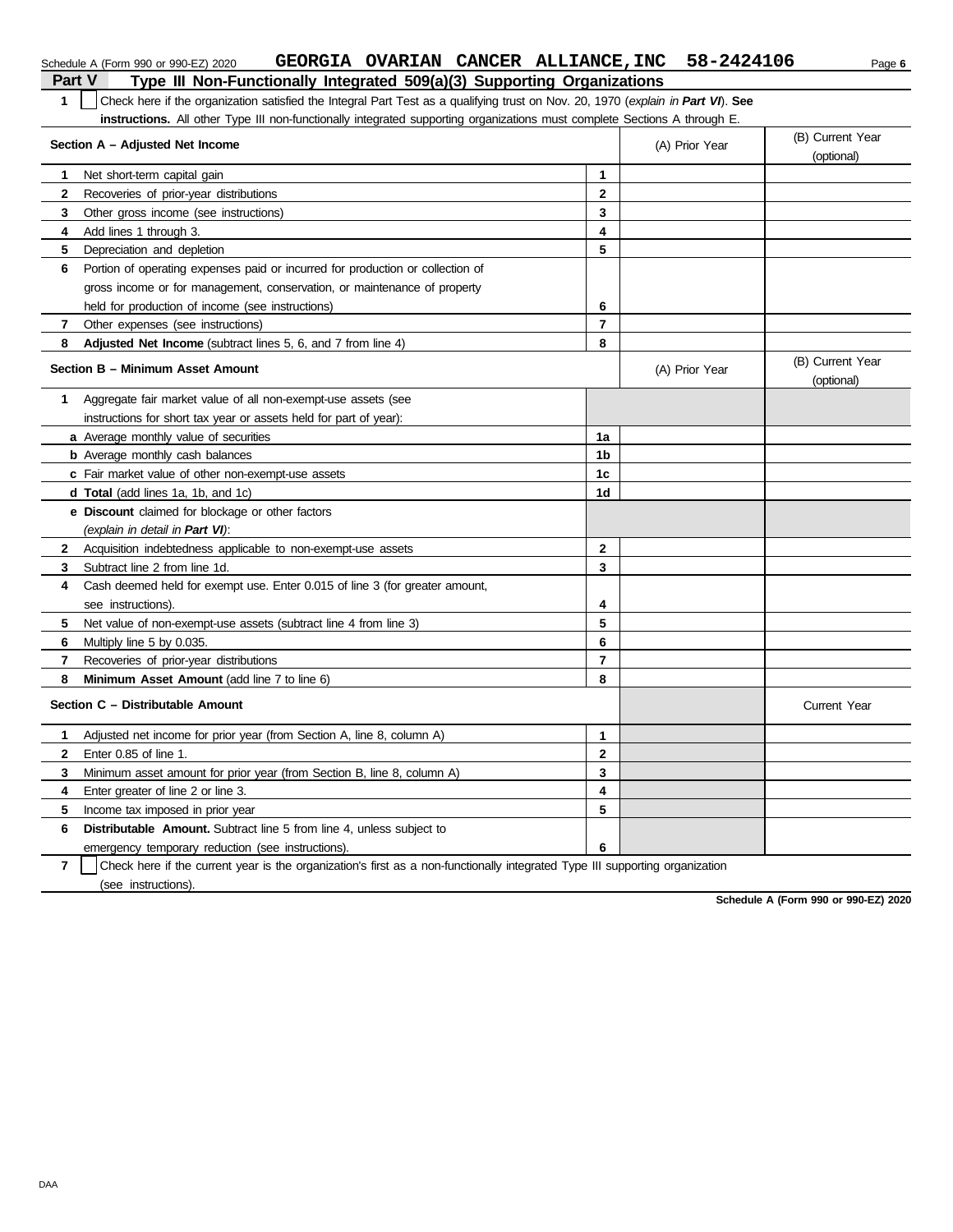Schedule A (Form 990 or 990-EZ) 2020 GEORGIA OVARIAN CANCER ALLIANCE,INC 58-2424106

## Part V Type III Non-Functionally Integrated 509(a)(3) Supporting Organizations

**1** ☐ Check here if the organization satisfied the Integral Part Test as a qualifying trust on Nov. 20, 1970 (*explain in* ***Part VI***). **See instructions.** All other Type III non-functionally integrated supporting organizations must complete Sections A through E.

| Section A – Adjusted Net Income | | (A) Prior Year | (B) Current Year (optional) |
|---|---|---|---|
| **1** Net short-term capital gain | **1** | | |
| **2** Recoveries of prior-year distributions | **2** | | |
| **3** Other gross income (see instructions) | **3** | | |
| **4** Add lines 1 through 3. | **4** | | |
| **5** Depreciation and depletion | **5** | | |
| **6** Portion of operating expenses paid or incurred for production or collection of gross income or for management, conservation, or maintenance of property held for production of income (see instructions) | **6** | | |
| **7** Other expenses (see instructions) | **7** | | |
| **8** **Adjusted Net Income** (subtract lines 5, 6, and 7 from line 4) | **8** | | |

| Section B – Minimum Asset Amount | | (A) Prior Year | (B) Current Year (optional) |
|---|---|---|---|
| **1** Aggregate fair market value of all non-exempt-use assets (see instructions for short tax year or assets held for part of year): | | | |
| **a** Average monthly value of securities | **1a** | | |
| **b** Average monthly cash balances | **1b** | | |
| **c** Fair market value of other non-exempt-use assets | **1c** | | |
| **d** **Total** (add lines 1a, 1b, and 1c) | **1d** | | |
| **e** **Discount** claimed for blockage or other factors (*explain in detail in* ***Part VI***): | | | |
| **2** Acquisition indebtedness applicable to non-exempt-use assets | **2** | | |
| **3** Subtract line 2 from line 1d. | **3** | | |
| **4** Cash deemed held for exempt use. Enter 0.015 of line 3 (for greater amount, see instructions). | **4** | | |
| **5** Net value of non-exempt-use assets (subtract line 4 from line 3) | **5** | | |
| **6** Multiply line 5 by 0.035. | **6** | | |
| **7** Recoveries of prior-year distributions | **7** | | |
| **8** **Minimum Asset Amount** (add line 7 to line 6) | **8** | | |

| Section C – Distributable Amount | | | Current Year |
|---|---|---|---|
| **1** Adjusted net income for prior year (from Section A, line 8, column A) | **1** | | |
| **2** Enter 0.85 of line 1. | **2** | | |
| **3** Minimum asset amount for prior year (from Section B, line 8, column A) | **3** | | |
| **4** Enter greater of line 2 or line 3. | **4** | | |
| **5** Income tax imposed in prior year | **5** | | |
| **6** **Distributable Amount.** Subtract line 5 from line 4, unless subject to emergency temporary reduction (see instructions). | **6** | | |

**7** ☐ Check here if the current year is the organization's first as a non-functionally integrated Type III supporting organization (see instructions).

**Schedule A (Form 990 or 990-EZ) 2020**

DAA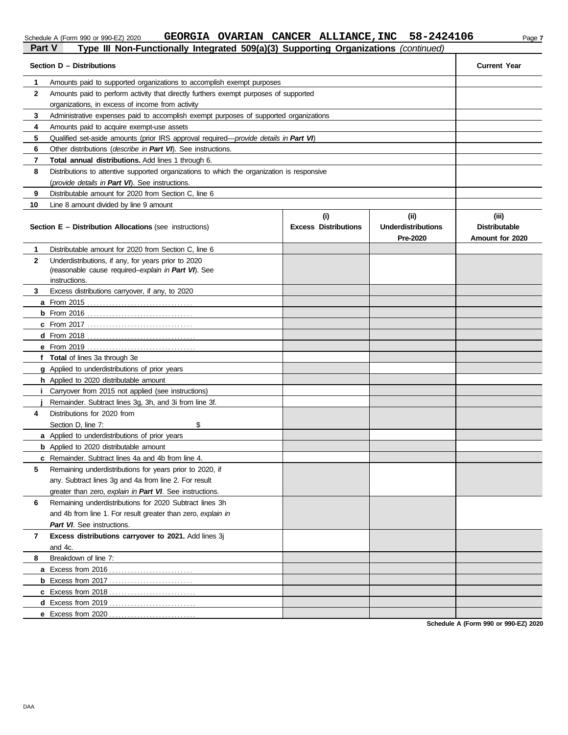Schedule A (Form 990 or 990-EZ) 2020 **GEORGIA OVARIAN CANCER ALLIANCE,INC 58-2424106**

## Part V — Type III Non-Functionally Integrated 509(a)(3) Supporting Organizations *(continued)*

| Section D – Distributions | | Current Year |
|---|---|---|
| **1** | Amounts paid to supported organizations to accomplish exempt purposes | |
| **2** | Amounts paid to perform activity that directly furthers exempt purposes of supported organizations, in excess of income from activity | |
| **3** | Administrative expenses paid to accomplish exempt purposes of supported organizations | |
| **4** | Amounts paid to acquire exempt-use assets | |
| **5** | Qualified set-aside amounts (prior IRS approval required—*provide details in **Part VI***) | |
| **6** | Other distributions (*describe in **Part VI***). See instructions. | |
| **7** | **Total annual distributions.** Add lines 1 through 6. | |
| **8** | Distributions to attentive supported organizations to which the organization is responsive (*provide details in **Part VI***). See instructions. | |
| **9** | Distributable amount for 2020 from Section C, line 6 | |
| **10** | Line 8 amount divided by line 9 amount | |

| Section E – Distribution Allocations (see instructions) | | (i) Excess Distributions | (ii) Underdistributions Pre-2020 | (iii) Distributable Amount for 2020 |
|---|---|---|---|---|
| **1** | Distributable amount for 2020 from Section C, line 6 | | | |
| **2** | Underdistributions, if any, for years prior to 2020 (reasonable cause required–*explain in **Part VI***). See instructions. | | | |
| **3** | Excess distributions carryover, if any, to 2020 | | | |
| **a** | From 2015 | | | |
| **b** | From 2016 | | | |
| **c** | From 2017 | | | |
| **d** | From 2018 | | | |
| **e** | From 2019 | | | |
| **f** | **Total** of lines 3a through 3e | | | |
| **g** | Applied to underdistributions of prior years | | | |
| **h** | Applied to 2020 distributable amount | | | |
| **i** | Carryover from 2015 not applied (see instructions) | | | |
| **j** | Remainder. Subtract lines 3g, 3h, and 3i from line 3f. | | | |
| **4** | Distributions for 2020 from Section D, line 7: $ | | | |
| **a** | Applied to underdistributions of prior years | | | |
| **b** | Applied to 2020 distributable amount | | | |
| **c** | Remainder. Subtract lines 4a and 4b from line 4. | | | |
| **5** | Remaining underdistributions for years prior to 2020, if any. Subtract lines 3g and 4a from line 2. For result greater than zero, *explain in **Part VI***. See instructions. | | | |
| **6** | Remaining underdistributions for 2020 Subtract lines 3h and 4b from line 1. For result greater than zero, *explain in **Part VI***. See instructions. | | | |
| **7** | **Excess distributions carryover to 2021.** Add lines 3j and 4c. | | | |
| **8** | Breakdown of line 7: | | | |
| **a** | Excess from 2016 | | | |
| **b** | Excess from 2017 | | | |
| **c** | Excess from 2018 | | | |
| **d** | Excess from 2019 | | | |
| **e** | Excess from 2020 | | | |

**Schedule A (Form 990 or 990-EZ) 2020**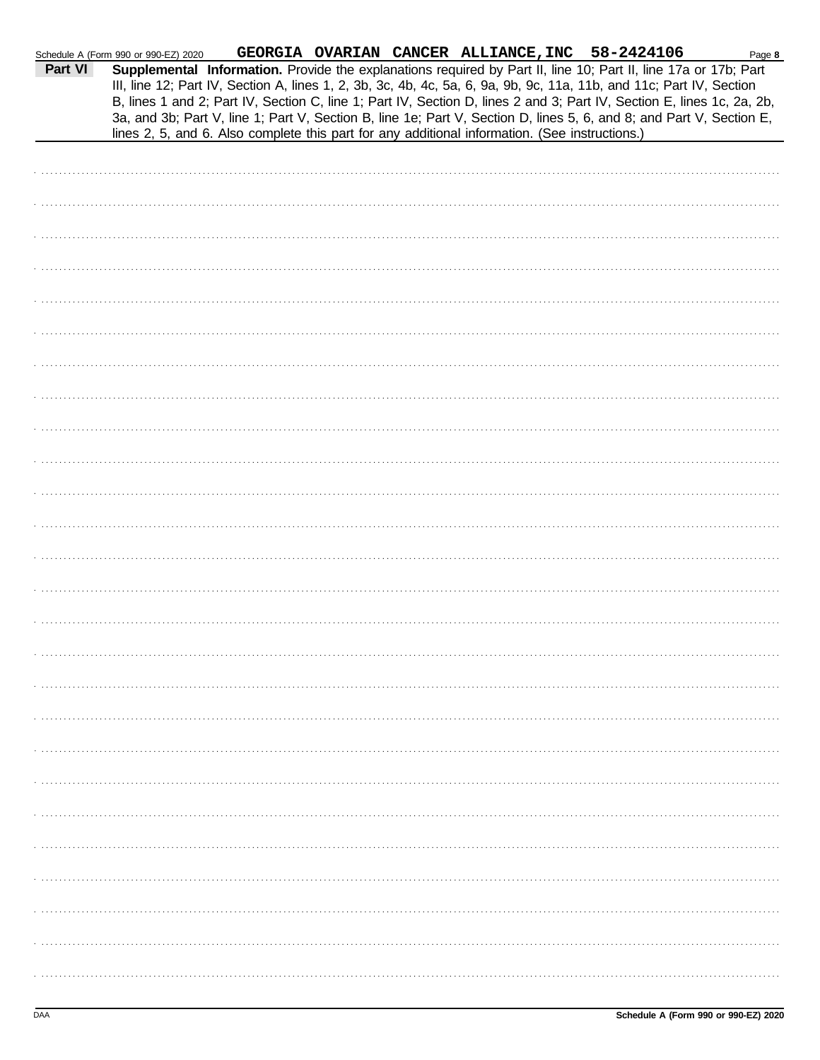Schedule A (Form 990 or 990-EZ) 2020 GEORGIA OVARIAN CANCER ALLIANCE,INC 58-2424106

**Part VI** **Supplemental Information.** Provide the explanations required by Part II, line 10; Part II, line 17a or 17b; Part III, line 12; Part IV, Section A, lines 1, 2, 3b, 3c, 4b, 4c, 5a, 6, 9a, 9b, 9c, 11a, 11b, and 11c; Part IV, Section B, lines 1 and 2; Part IV, Section C, line 1; Part IV, Section D, lines 2 and 3; Part IV, Section E, lines 1c, 2a, 2b, 3a, and 3b; Part V, line 1; Part V, Section B, line 1e; Part V, Section D, lines 5, 6, and 8; and Part V, Section E, lines 2, 5, and 6. Also complete this part for any additional information. (See instructions.)

Schedule A (Form 990 or 990-EZ) 2020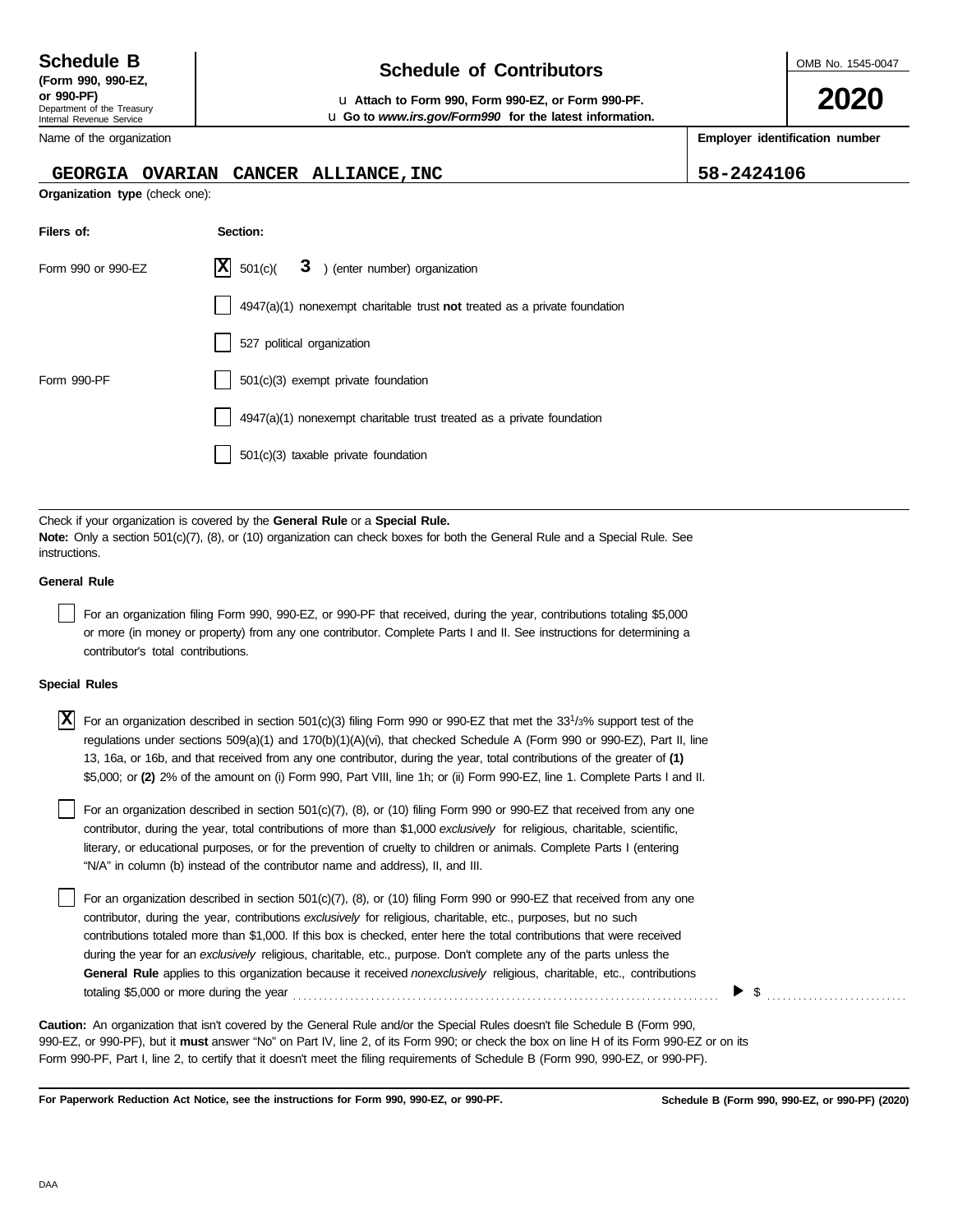**Schedule B**
**(Form 990, 990-EZ, or 990-PF)**
Department of the Treasury
Internal Revenue Service

# Schedule of Contributors

u **Attach to Form 990, Form 990-EZ, or Form 990-PF.**
u **Go to *www.irs.gov/Form990* for the latest information.**

OMB No. 1545-0047

**2020**

| Name of the organization | Employer identification number |
|---|---|
| GEORGIA OVARIAN CANCER ALLIANCE,INC | 58-2424106 |

**Organization type** (check one):

| Filers of: | Section: |
|---|---|
| Form 990 or 990-EZ | [X] 501(c)( 3 ) (enter number) organization |
| | [ ] 4947(a)(1) nonexempt charitable trust **not** treated as a private foundation |
| | [ ] 527 political organization |
| Form 990-PF | [ ] 501(c)(3) exempt private foundation |
| | [ ] 4947(a)(1) nonexempt charitable trust treated as a private foundation |
| | [ ] 501(c)(3) taxable private foundation |

Check if your organization is covered by the **General Rule** or a **Special Rule.**
**Note:** Only a section 501(c)(7), (8), or (10) organization can check boxes for both the General Rule and a Special Rule. See instructions.

**General Rule**

[ ] For an organization filing Form 990, 990-EZ, or 990-PF that received, during the year, contributions totaling $5,000 or more (in money or property) from any one contributor. Complete Parts I and II. See instructions for determining a contributor's total contributions.

**Special Rules**

[X] For an organization described in section 501(c)(3) filing Form 990 or 990-EZ that met the 33 1/3% support test of the regulations under sections 509(a)(1) and 170(b)(1)(A)(vi), that checked Schedule A (Form 990 or 990-EZ), Part II, line 13, 16a, or 16b, and that received from any one contributor, during the year, total contributions of the greater of **(1)** $5,000; or **(2)** 2% of the amount on (i) Form 990, Part VIII, line 1h; or (ii) Form 990-EZ, line 1. Complete Parts I and II.

[ ] For an organization described in section 501(c)(7), (8), or (10) filing Form 990 or 990-EZ that received from any one contributor, during the year, total contributions of more than $1,000 *exclusively* for religious, charitable, scientific, literary, or educational purposes, or for the prevention of cruelty to children or animals. Complete Parts I (entering "N/A" in column (b) instead of the contributor name and address), II, and III.

[ ] For an organization described in section 501(c)(7), (8), or (10) filing Form 990 or 990-EZ that received from any one contributor, during the year, contributions *exclusively* for religious, charitable, etc., purposes, but no such contributions totaled more than $1,000. If this box is checked, enter here the total contributions that were received during the year for an *exclusively* religious, charitable, etc., purpose. Don't complete any of the parts unless the **General Rule** applies to this organization because it received *nonexclusively* religious, charitable, etc., contributions totaling $5,000 or more during the year . . . . . . . . . . ▶ $ . . . . . . . . . .

**Caution:** An organization that isn't covered by the General Rule and/or the Special Rules doesn't file Schedule B (Form 990, 990-EZ, or 990-PF), but it **must** answer "No" on Part IV, line 2, of its Form 990; or check the box on line H of its Form 990-EZ or on its Form 990-PF, Part I, line 2, to certify that it doesn't meet the filing requirements of Schedule B (Form 990, 990-EZ, or 990-PF).

**For Paperwork Reduction Act Notice, see the instructions for Form 990, 990-EZ, or 990-PF.** **Schedule B (Form 990, 990-EZ, or 990-PF) (2020)**

DAA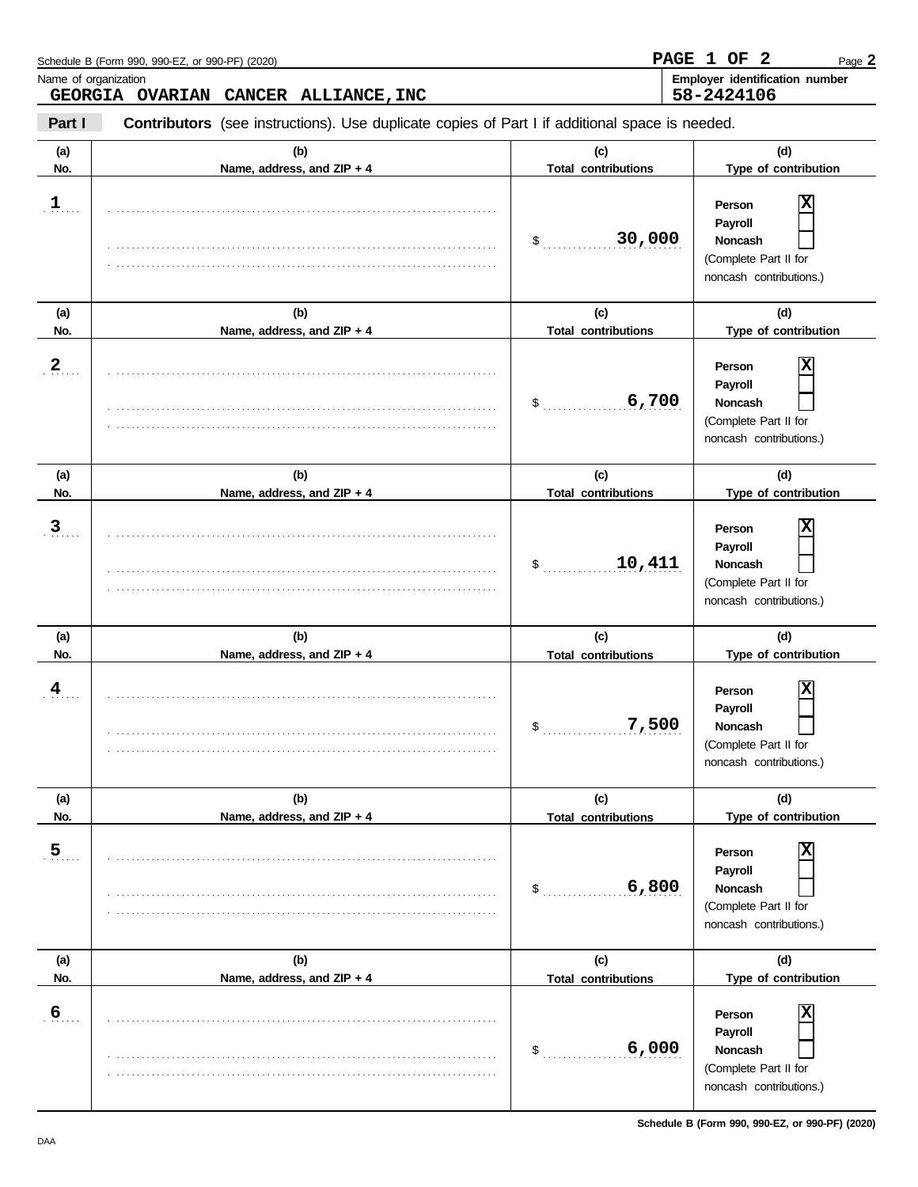Schedule B (Form 990, 990-EZ, or 990-PF) (2020)

PAGE 1 OF 2

Name of organization: **GEORGIA OVARIAN CANCER ALLIANCE,INC**

Employer identification number: **58-2424106**

**Part I** **Contributors** (see instructions). Use duplicate copies of Part I if additional space is needed.

| (a) No. | (b) Name, address, and ZIP + 4 | (c) Total contributions | (d) Type of contribution |
|---|---|---|---|
| 1 | | $ 30,000 | Person [X] Payroll [ ] Noncash [ ] (Complete Part II for noncash contributions.) |
| 2 | | $ 6,700 | Person [X] Payroll [ ] Noncash [ ] (Complete Part II for noncash contributions.) |
| 3 | | $ 10,411 | Person [X] Payroll [ ] Noncash [ ] (Complete Part II for noncash contributions.) |
| 4 | | $ 7,500 | Person [X] Payroll [ ] Noncash [ ] (Complete Part II for noncash contributions.) |
| 5 | | $ 6,800 | Person [X] Payroll [ ] Noncash [ ] (Complete Part II for noncash contributions.) |
| 6 | | $ 6,000 | Person [X] Payroll [ ] Noncash [ ] (Complete Part II for noncash contributions.) |

DAA

Schedule B (Form 990, 990-EZ, or 990-PF) (2020)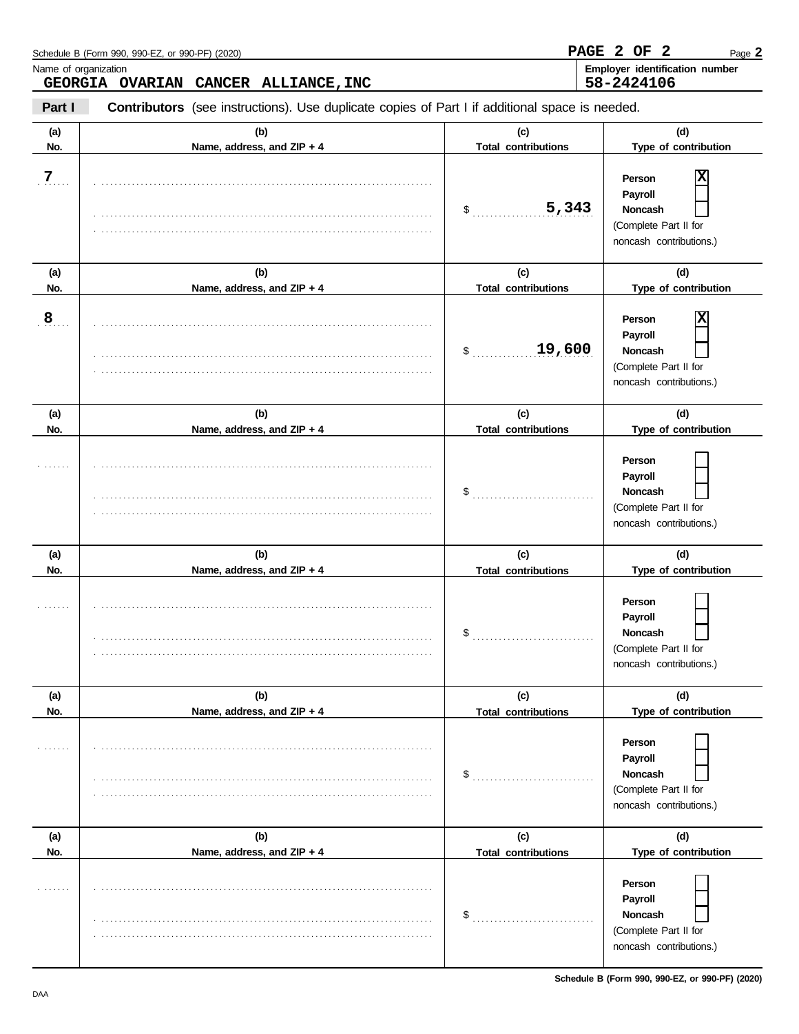Schedule B (Form 990, 990-EZ, or 990-PF) (2020)

Name of organization
**GEORGIA OVARIAN CANCER ALLIANCE,INC**

**Employer identification number**
**58-2424106**

**Part I** **Contributors** (see instructions). Use duplicate copies of Part I if additional space is needed.

| (a) No. | (b) Name, address, and ZIP + 4 | (c) Total contributions | (d) Type of contribution |
|---|---|---|---|
| 7 | | $ 5,343 | Person [X] Payroll [ ] Noncash [ ] (Complete Part II for noncash contributions.) |
| 8 | | $ 19,600 | Person [X] Payroll [ ] Noncash [ ] (Complete Part II for noncash contributions.) |
| | | $ | Person [ ] Payroll [ ] Noncash [ ] (Complete Part II for noncash contributions.) |
| | | $ | Person [ ] Payroll [ ] Noncash [ ] (Complete Part II for noncash contributions.) |
| | | $ | Person [ ] Payroll [ ] Noncash [ ] (Complete Part II for noncash contributions.) |
| | | $ | Person [ ] Payroll [ ] Noncash [ ] (Complete Part II for noncash contributions.) |

Schedule B (Form 990, 990-EZ, or 990-PF) (2020)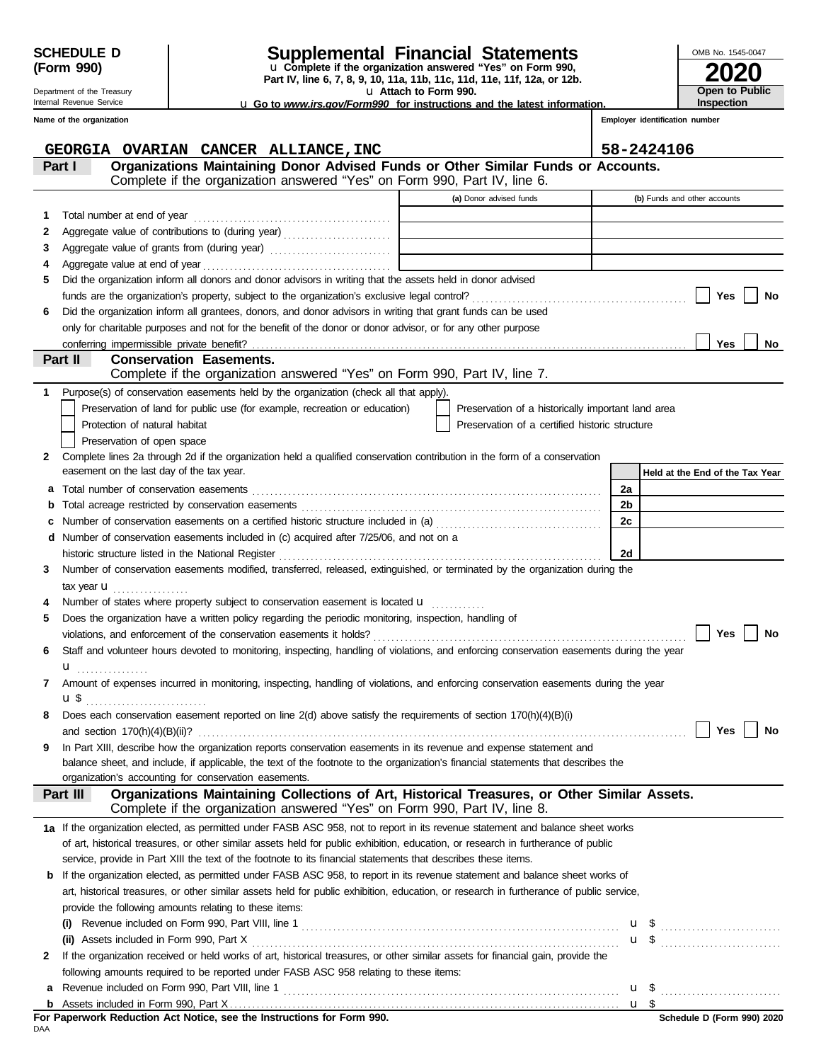**SCHEDULE D (Form 990)**

Department of the Treasury
Internal Revenue Service

# Supplemental Financial Statements

u Complete if the organization answered "Yes" on Form 990, Part IV, line 6, 7, 8, 9, 10, 11a, 11b, 11c, 11d, 11e, 11f, 12a, or 12b.
u Attach to Form 990.
u Go to *www.irs.gov/Form990* for instructions and the latest information.

OMB No. 1545-0047
**2020**
**Open to Public Inspection**

| Name of the organization | Employer identification number |
|---|---|
| GEORGIA OVARIAN CANCER ALLIANCE,INC | 58-2424106 |

## Part I — Organizations Maintaining Donor Advised Funds or Other Similar Funds or Accounts.
Complete if the organization answered "Yes" on Form 990, Part IV, line 6.

| | | (a) Donor advised funds | (b) Funds and other accounts |
|---|---|---|---|
| 1 | Total number at end of year | | |
| 2 | Aggregate value of contributions to (during year) | | |
| 3 | Aggregate value of grants from (during year) | | |
| 4 | Aggregate value at end of year | | |

5 Did the organization inform all donors and donor advisors in writing that the assets held in donor advised funds are the organization's property, subject to the organization's exclusive legal control? ☐ Yes ☐ No

6 Did the organization inform all grantees, donors, and donor advisors in writing that grant funds can be used only for charitable purposes and not for the benefit of the donor or donor advisor, or for any other purpose conferring impermissible private benefit? ☐ Yes ☐ No

## Part II — Conservation Easements.
Complete if the organization answered "Yes" on Form 990, Part IV, line 7.

1 Purpose(s) of conservation easements held by the organization (check all that apply).
- ☐ Preservation of land for public use (for example, recreation or education)
- ☐ Protection of natural habitat
- ☐ Preservation of open space
- ☐ Preservation of a historically important land area
- ☐ Preservation of a certified historic structure

2 Complete lines 2a through 2d if the organization held a qualified conservation contribution in the form of a conservation easement on the last day of the tax year.

| | | | Held at the End of the Tax Year |
|---|---|---|---|
| a | Total number of conservation easements | 2a | |
| b | Total acreage restricted by conservation easements | 2b | |
| c | Number of conservation easements on a certified historic structure included in (a) | 2c | |
| d | Number of conservation easements included in (c) acquired after 7/25/06, and not on a historic structure listed in the National Register | 2d | |

3 Number of conservation easements modified, transferred, released, extinguished, or terminated by the organization during the tax year u

4 Number of states where property subject to conservation easement is located u

5 Does the organization have a written policy regarding the periodic monitoring, inspection, handling of violations, and enforcement of the conservation easements it holds? ☐ Yes ☐ No

6 Staff and volunteer hours devoted to monitoring, inspecting, handling of violations, and enforcing conservation easements during the year u

7 Amount of expenses incurred in monitoring, inspecting, handling of violations, and enforcing conservation easements during the year u $

8 Does each conservation easement reported on line 2(d) above satisfy the requirements of section 170(h)(4)(B)(i) and section 170(h)(4)(B)(ii)? ☐ Yes ☐ No

9 In Part XIII, describe how the organization reports conservation easements in its revenue and expense statement and balance sheet, and include, if applicable, the text of the footnote to the organization's financial statements that describes the organization's accounting for conservation easements.

## Part III — Organizations Maintaining Collections of Art, Historical Treasures, or Other Similar Assets.
Complete if the organization answered "Yes" on Form 990, Part IV, line 8.

1a If the organization elected, as permitted under FASB ASC 958, not to report in its revenue statement and balance sheet works of art, historical treasures, or other similar assets held for public exhibition, education, or research in furtherance of public service, provide in Part XIII the text of the footnote to its financial statements that describes these items.

b If the organization elected, as permitted under FASB ASC 958, to report in its revenue statement and balance sheet works of art, historical treasures, or other similar assets held for public exhibition, education, or research in furtherance of public service, provide the following amounts relating to these items:

(i) Revenue included on Form 990, Part VIII, line 1 u $

(ii) Assets included in Form 990, Part X u $

2 If the organization received or held works of art, historical treasures, or other similar assets for financial gain, provide the following amounts required to be reported under FASB ASC 958 relating to these items:

a Revenue included on Form 990, Part VIII, line 1 u $

b Assets included in Form 990, Part X u $

**For Paperwork Reduction Act Notice, see the Instructions for Form 990.** Schedule D (Form 990) 2020

DAA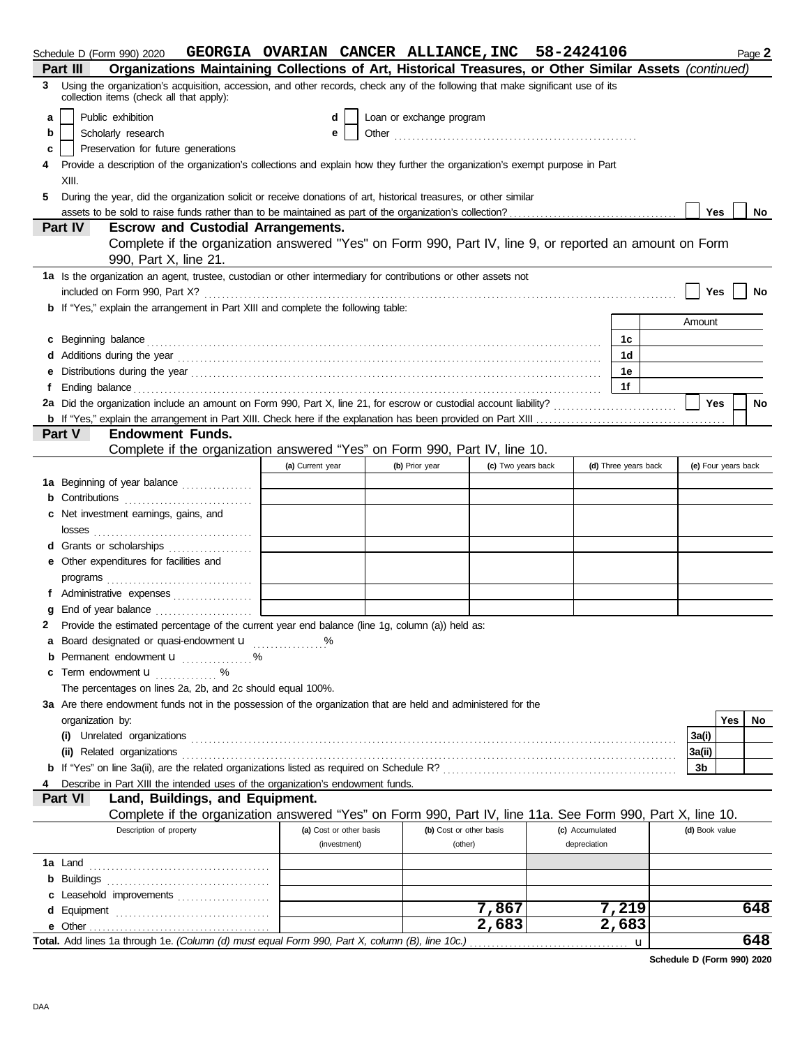Schedule D (Form 990) 2020 GEORGIA OVARIAN CANCER ALLIANCE,INC 58-2424106 Page 2

**Part III** **Organizations Maintaining Collections of Art, Historical Treasures, or Other Similar Assets** *(continued)*

3 Using the organization's acquisition, accession, and other records, check any of the following that make significant use of its collection items (check all that apply):

- a ☐ Public exhibition
- b ☐ Scholarly research
- c ☐ Preservation for future generations
- d ☐ Loan or exchange program
- e ☐ Other

4 Provide a description of the organization's collections and explain how they further the organization's exempt purpose in Part XIII.

5 During the year, did the organization solicit or receive donations of art, historical treasures, or other similar assets to be sold to raise funds rather than to be maintained as part of the organization's collection? ☐ Yes ☐ No

**Part IV** **Escrow and Custodial Arrangements.**
Complete if the organization answered "Yes" on Form 990, Part IV, line 9, or reported an amount on Form 990, Part X, line 21.

1a Is the organization an agent, trustee, custodian or other intermediary for contributions or other assets not included on Form 990, Part X? ☐ Yes ☐ No

b If "Yes," explain the arrangement in Part XIII and complete the following table:

| | | Amount |
|---|---|---|
| c Beginning balance | 1c | |
| d Additions during the year | 1d | |
| e Distributions during the year | 1e | |
| f Ending balance | 1f | |

2a Did the organization include an amount on Form 990, Part X, line 21, for escrow or custodial account liability? ☐ Yes ☐ No

b If "Yes," explain the arrangement in Part XIII. Check here if the explanation has been provided on Part XIII ☐

**Part V** **Endowment Funds.**
Complete if the organization answered "Yes" on Form 990, Part IV, line 10.

| | (a) Current year | (b) Prior year | (c) Two years back | (d) Three years back | (e) Four years back |
|---|---|---|---|---|---|
| 1a Beginning of year balance | | | | | |
| b Contributions | | | | | |
| c Net investment earnings, gains, and losses | | | | | |
| d Grants or scholarships | | | | | |
| e Other expenditures for facilities and programs | | | | | |
| f Administrative expenses | | | | | |
| g End of year balance | | | | | |

2 Provide the estimated percentage of the current year end balance (line 1g, column (a)) held as:

- a Board designated or quasi-endowment u ______ %
- b Permanent endowment u ______ %
- c Term endowment u ______ %

The percentages on lines 2a, 2b, and 2c should equal 100%.

3a Are there endowment funds not in the possession of the organization that are held and administered for the organization by:

| | | Yes | No |
|---|---|---|---|
| (i) Unrelated organizations | 3a(i) | | |
| (ii) Related organizations | 3a(ii) | | |
| b If "Yes" on line 3a(ii), are the related organizations listed as required on Schedule R? | 3b | | |

4 Describe in Part XIII the intended uses of the organization's endowment funds.

**Part VI** **Land, Buildings, and Equipment.**
Complete if the organization answered "Yes" on Form 990, Part IV, line 11a. See Form 990, Part X, line 10.

| Description of property | (a) Cost or other basis (investment) | (b) Cost or other basis (other) | (c) Accumulated depreciation | (d) Book value |
|---|---|---|---|---|
| 1a Land | | | | |
| b Buildings | | | | |
| c Leasehold improvements | | | | |
| d Equipment | | 7,867 | 7,219 | 648 |
| e Other | | 2,683 | 2,683 | |
| **Total.** Add lines 1a through 1e. *(Column (d) must equal Form 990, Part X, column (B), line 10c.)* u | | | | 648 |

**Schedule D (Form 990) 2020**

DAA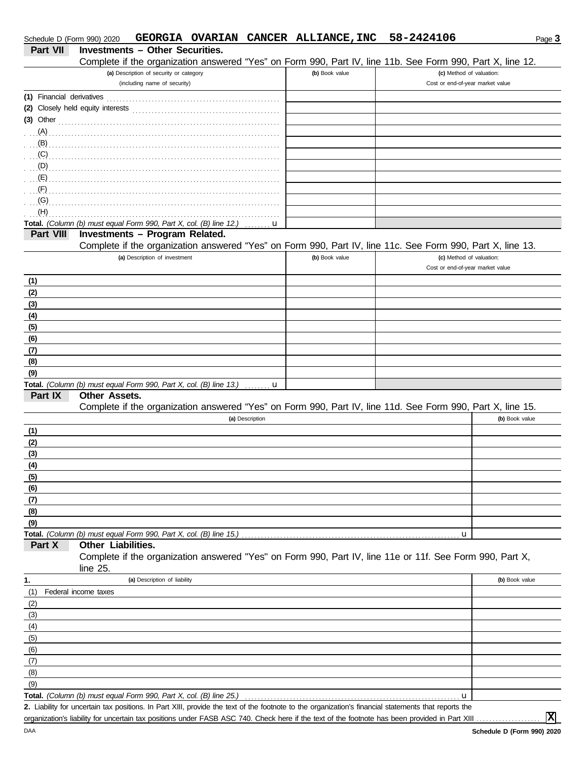Schedule D (Form 990) 2020 **GEORGIA OVARIAN CANCER ALLIANCE,INC 58-2424106**

## Part VII Investments – Other Securities.

Complete if the organization answered "Yes" on Form 990, Part IV, line 11b. See Form 990, Part X, line 12.

| (a) Description of security or category (including name of security) | (b) Book value | (c) Method of valuation: Cost or end-of-year market value |
|---|---|---|
| (1) Financial derivatives | | |
| (2) Closely held equity interests | | |
| (3) Other | | |
| (A) | | |
| (B) | | |
| (C) | | |
| (D) | | |
| (E) | | |
| (F) | | |
| (G) | | |
| (H) | | |
| **Total.** *(Column (b) must equal Form 990, Part X, col. (B) line 12.)* u | | |

## Part VIII Investments – Program Related.

Complete if the organization answered "Yes" on Form 990, Part IV, line 11c. See Form 990, Part X, line 13.

| (a) Description of investment | (b) Book value | (c) Method of valuation: Cost or end-of-year market value |
|---|---|---|
| (1) | | |
| (2) | | |
| (3) | | |
| (4) | | |
| (5) | | |
| (6) | | |
| (7) | | |
| (8) | | |
| (9) | | |
| **Total.** *(Column (b) must equal Form 990, Part X, col. (B) line 13.)* u | | |

## Part IX Other Assets.

Complete if the organization answered "Yes" on Form 990, Part IV, line 11d. See Form 990, Part X, line 15.

| (a) Description | (b) Book value |
|---|---|
| (1) | |
| (2) | |
| (3) | |
| (4) | |
| (5) | |
| (6) | |
| (7) | |
| (8) | |
| (9) | |
| **Total.** *(Column (b) must equal Form 990, Part X, col. (B) line 15.)* u | |

## Part X Other Liabilities.

Complete if the organization answered "Yes" on Form 990, Part IV, line 11e or 11f. See Form 990, Part X, line 25.

| 1. (a) Description of liability | (b) Book value |
|---|---|
| (1) Federal income taxes | |
| (2) | |
| (3) | |
| (4) | |
| (5) | |
| (6) | |
| (7) | |
| (8) | |
| (9) | |
| **Total.** *(Column (b) must equal Form 990, Part X, col. (B) line 25.)* u | |

**2.** Liability for uncertain tax positions. In Part XIII, provide the text of the footnote to the organization's financial statements that reports the organization's liability for uncertain tax positions under FASB ASC 740. Check here if the text of the footnote has been provided in Part XIII .................... **X**

DAA **Schedule D (Form 990) 2020**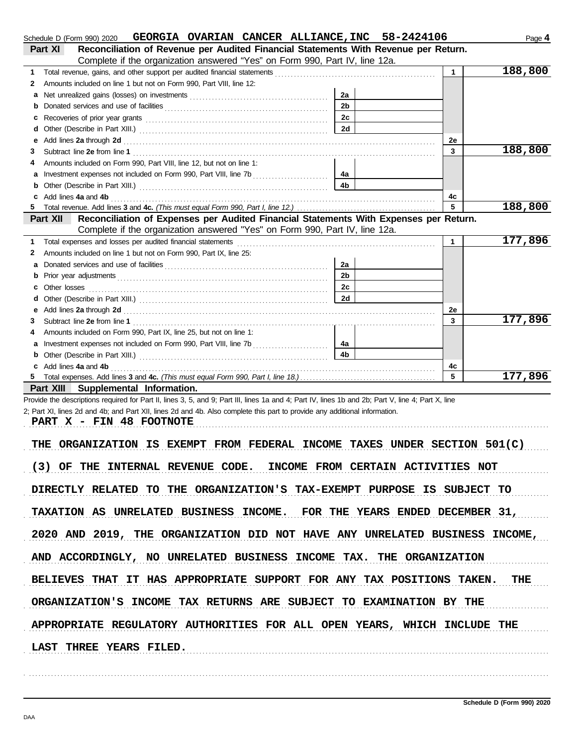Schedule D (Form 990) 2020 **GEORGIA OVARIAN CANCER ALLIANCE,INC 58-2424106** Page **4**

**Part XI Reconciliation of Revenue per Audited Financial Statements With Revenue per Return.**
Complete if the organization answered "Yes" on Form 990, Part IV, line 12a.

| | | | | | |
|---|---|---|---|---|---|
| **1** | Total revenue, gains, and other support per audited financial statements | | | 1 | 188,800 |
| **2** | Amounts included on line 1 but not on Form 990, Part VIII, line 12: | | | | |
| **a** | Net unrealized gains (losses) on investments | 2a | | | |
| **b** | Donated services and use of facilities | 2b | | | |
| **c** | Recoveries of prior year grants | 2c | | | |
| **d** | Other (Describe in Part XIII.) | 2d | | | |
| **e** | Add lines **2a** through **2d** | | | 2e | |
| **3** | Subtract line **2e** from line **1** | | | 3 | 188,800 |
| **4** | Amounts included on Form 990, Part VIII, line 12, but not on line 1: | | | | |
| **a** | Investment expenses not included on Form 990, Part VIII, line 7b | 4a | | | |
| **b** | Other (Describe in Part XIII.) | 4b | | | |
| **c** | Add lines **4a** and **4b** | | | 4c | |
| **5** | Total revenue. Add lines **3** and **4c.** *(This must equal Form 990, Part I, line 12.)* | | | 5 | 188,800 |

**Part XII Reconciliation of Expenses per Audited Financial Statements With Expenses per Return.**
Complete if the organization answered "Yes" on Form 990, Part IV, line 12a.

| | | | | | |
|---|---|---|---|---|---|
| **1** | Total expenses and losses per audited financial statements | | | 1 | 177,896 |
| **2** | Amounts included on line 1 but not on Form 990, Part IX, line 25: | | | | |
| **a** | Donated services and use of facilities | 2a | | | |
| **b** | Prior year adjustments | 2b | | | |
| **c** | Other losses | 2c | | | |
| **d** | Other (Describe in Part XIII.) | 2d | | | |
| **e** | Add lines **2a** through **2d** | | | 2e | |
| **3** | Subtract line **2e** from line **1** | | | 3 | 177,896 |
| **4** | Amounts included on Form 990, Part IX, line 25, but not on line 1: | | | | |
| **a** | Investment expenses not included on Form 990, Part VIII, line 7b | 4a | | | |
| **b** | Other (Describe in Part XIII.) | 4b | | | |
| **c** | Add lines **4a** and **4b** | | | 4c | |
| **5** | Total expenses. Add lines **3** and **4c.** *(This must equal Form 990, Part I, line 18.)* | | | 5 | 177,896 |

**Part XIII Supplemental Information.**

Provide the descriptions required for Part II, lines 3, 5, and 9; Part III, lines 1a and 4; Part IV, lines 1b and 2b; Part V, line 4; Part X, line 2; Part XI, lines 2d and 4b; and Part XII, lines 2d and 4b. Also complete this part to provide any additional information.

PART X - FIN 48 FOOTNOTE

THE ORGANIZATION IS EXEMPT FROM FEDERAL INCOME TAXES UNDER SECTION 501(C)(3) OF THE INTERNAL REVENUE CODE. INCOME FROM CERTAIN ACTIVITIES NOT DIRECTLY RELATED TO THE ORGANIZATION'S TAX-EXEMPT PURPOSE IS SUBJECT TO TAXATION AS UNRELATED BUSINESS INCOME. FOR THE YEARS ENDED DECEMBER 31, 2020 AND 2019, THE ORGANIZATION DID NOT HAVE ANY UNRELATED BUSINESS INCOME, AND ACCORDINGLY, NO UNRELATED BUSINESS INCOME TAX. THE ORGANIZATION BELIEVES THAT IT HAS APPROPRIATE SUPPORT FOR ANY TAX POSITIONS TAKEN. THE ORGANIZATION'S INCOME TAX RETURNS ARE SUBJECT TO EXAMINATION BY THE APPROPRIATE REGULATORY AUTHORITIES FOR ALL OPEN YEARS, WHICH INCLUDE THE LAST THREE YEARS FILED.

**Schedule D (Form 990) 2020**

DAA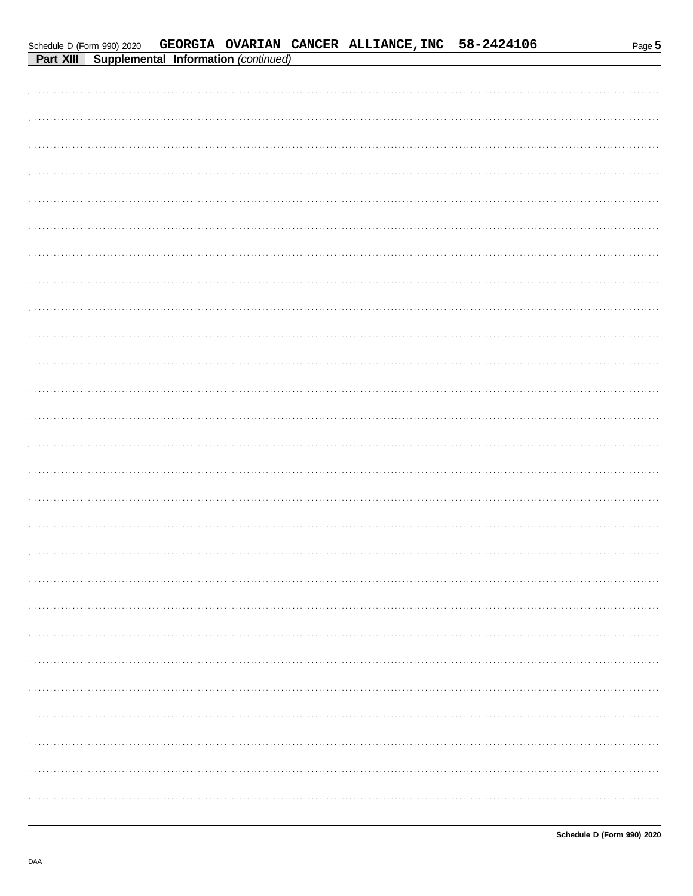Schedule D (Form 990) 2020 GEORGIA OVARIAN CANCER ALLIANCE,INC 58-2424106

**Part XIII** **Supplemental Information** *(continued)*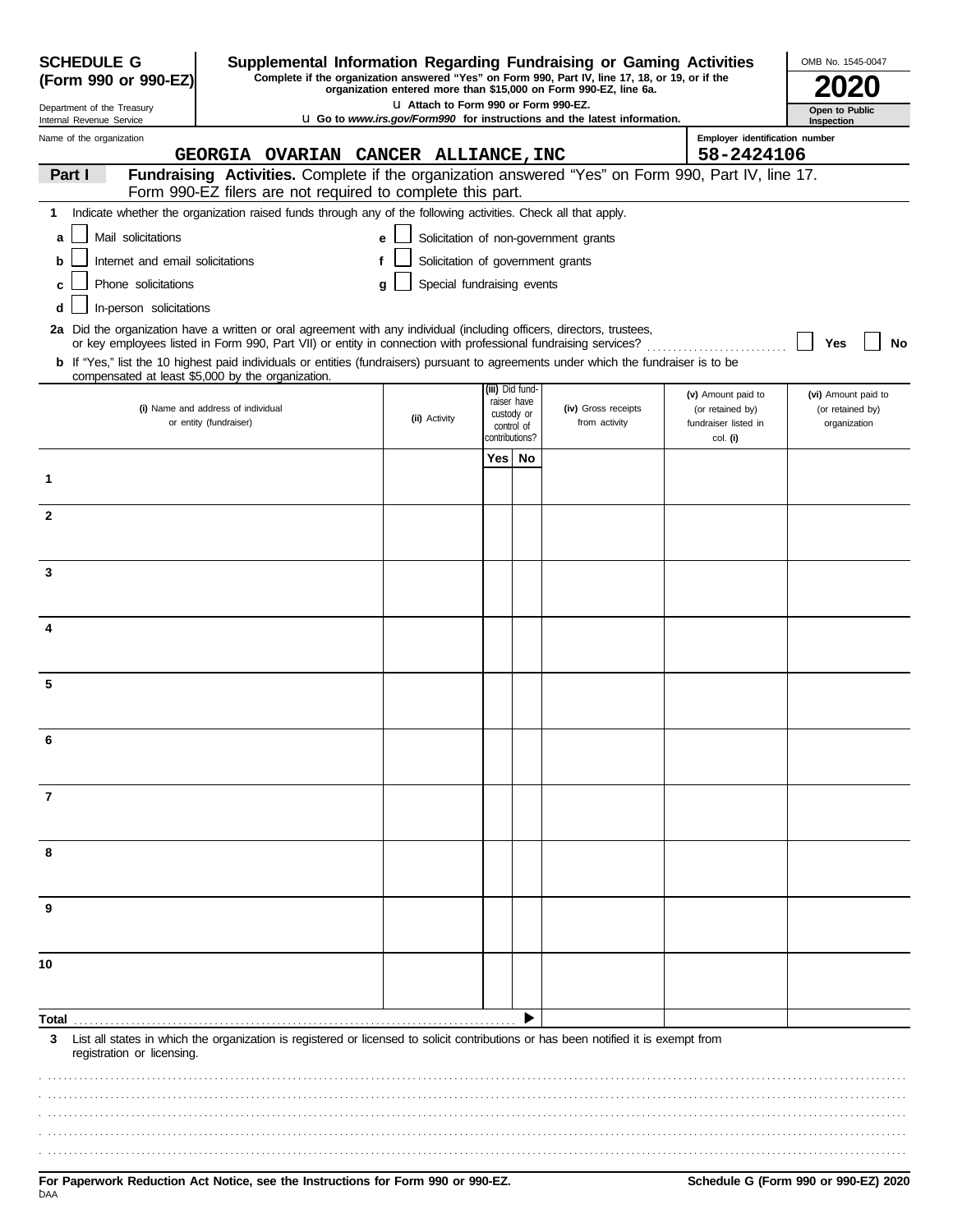**SCHEDULE G (Form 990 or 990-EZ)**

Department of the Treasury
Internal Revenue Service

# Supplemental Information Regarding Fundraising or Gaming Activities

**Complete if the organization answered "Yes" on Form 990, Part IV, line 17, 18, or 19, or if the organization entered more than $15,000 on Form 990-EZ, line 6a.**

u **Attach to Form 990 or Form 990-EZ.**

u **Go to *www.irs.gov/Form990* for instructions and the latest information.**

OMB No. 1545-0047

**2020**

**Open to Public Inspection**

Name of the organization: GEORGIA OVARIAN CANCER ALLIANCE,INC

Employer identification number: 58-2424106

**Part I** **Fundraising Activities.** Complete if the organization answered "Yes" on Form 990, Part IV, line 17. Form 990-EZ filers are not required to complete this part.

1 Indicate whether the organization raised funds through any of the following activities. Check all that apply.

- a ☐ Mail solicitations
- b ☐ Internet and email solicitations
- c ☐ Phone solicitations
- d ☐ In-person solicitations
- e ☐ Solicitation of non-government grants
- f ☐ Solicitation of government grants
- g ☐ Special fundraising events

2a Did the organization have a written or oral agreement with any individual (including officers, directors, trustees, or key employees listed in Form 990, Part VII) or entity in connection with professional fundraising services? ☐ **Yes** ☐ **No**

**b** If "Yes," list the 10 highest paid individuals or entities (fundraisers) pursuant to agreements under which the fundraiser is to be compensated at least $5,000 by the organization.

| | (i) Name and address of individual or entity (fundraiser) | (ii) Activity | (iii) Did fund-raiser have custody or control of contributions? Yes | No | (iv) Gross receipts from activity | (v) Amount paid to (or retained by) fundraiser listed in col. (i) | (vi) Amount paid to (or retained by) organization |
|---|---|---|---|---|---|---|---|
| 1 | | | | | | | |
| 2 | | | | | | | |
| 3 | | | | | | | |
| 4 | | | | | | | |
| 5 | | | | | | | |
| 6 | | | | | | | |
| 7 | | | | | | | |
| 8 | | | | | | | |
| 9 | | | | | | | |
| 10 | | | | | | | |
| **Total** | | | | ▶ | | | |

3 List all states in which the organization is registered or licensed to solicit contributions or has been notified it is exempt from registration or licensing.

**For Paperwork Reduction Act Notice, see the Instructions for Form 990 or 990-EZ.**

**Schedule G (Form 990 or 990-EZ) 2020**

DAA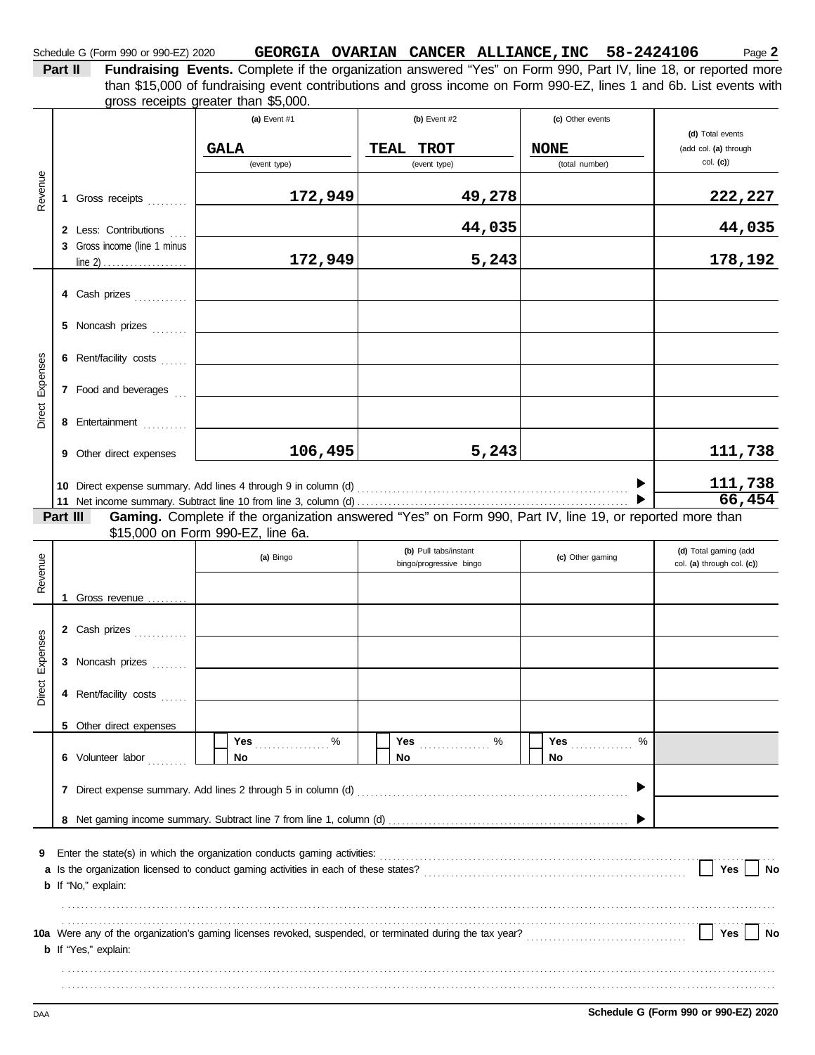Schedule G (Form 990 or 990-EZ) 2020 **GEORGIA OVARIAN CANCER ALLIANCE,INC 58-2424106** Page **2**

**Part II** **Fundraising Events.** Complete if the organization answered "Yes" on Form 990, Part IV, line 18, or reported more than $15,000 of fundraising event contributions and gross income on Form 990-EZ, lines 1 and 6b. List events with gross receipts greater than $5,000.

| | | (a) Event #1 | (b) Event #2 | (c) Other events | (d) Total events (add col. (a) through col. (c)) |
|---|---|---|---|---|---|
| | | GALA (event type) | TEAL TROT (event type) | NONE (total number) | |
| Revenue | 1 Gross receipts | 172,949 | 49,278 | | 222,227 |
| | 2 Less: Contributions | | 44,035 | | 44,035 |
| | 3 Gross income (line 1 minus line 2) | 172,949 | 5,243 | | 178,192 |
| Direct Expenses | 4 Cash prizes | | | | |
| | 5 Noncash prizes | | | | |
| | 6 Rent/facility costs | | | | |
| | 7 Food and beverages | | | | |
| | 8 Entertainment | | | | |
| | 9 Other direct expenses | 106,495 | 5,243 | | 111,738 |

10 Direct expense summary. Add lines 4 through 9 in column (d) ▶ **111,738**

11 Net income summary. Subtract line 10 from line 3, column (d) ▶ **66,454**

**Part III** **Gaming.** Complete if the organization answered "Yes" on Form 990, Part IV, line 19, or reported more than $15,000 on Form 990-EZ, line 6a.

| | | (a) Bingo | (b) Pull tabs/instant bingo/progressive bingo | (c) Other gaming | (d) Total gaming (add col. (a) through col. (c)) |
|---|---|---|---|---|---|
| Revenue | 1 Gross revenue | | | | |
| Direct Expenses | 2 Cash prizes | | | | |
| | 3 Noncash prizes | | | | |
| | 4 Rent/facility costs | | | | |
| | 5 Other direct expenses | | | | |
| | 6 Volunteer labor | Yes ____ % / No | Yes ____ % / No | Yes ____ % / No | |

7 Direct expense summary. Add lines 2 through 5 in column (d) ▶

8 Net gaming income summary. Subtract line 7 from line 1, column (d) ▶

9 Enter the state(s) in which the organization conducts gaming activities:

a Is the organization licensed to conduct gaming activities in each of these states? Yes No

b If "No," explain:

10a Were any of the organization's gaming licenses revoked, suspended, or terminated during the tax year? Yes No

b If "Yes," explain:

**Schedule G (Form 990 or 990-EZ) 2020**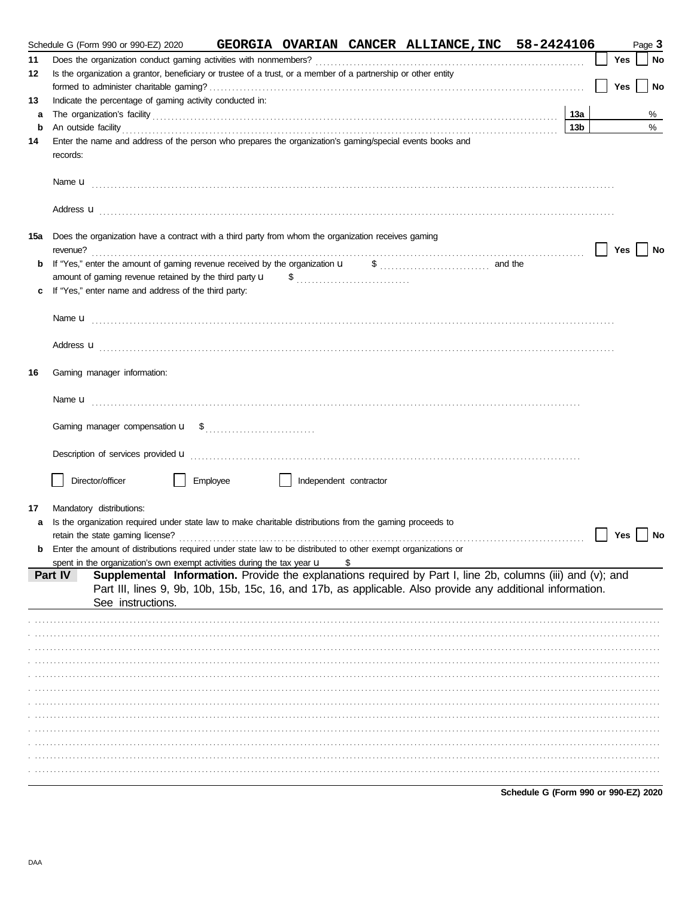Schedule G (Form 990 or 990-EZ) 2020 **GEORGIA OVARIAN CANCER ALLIANCE,INC 58-2424106** Page **3**

**11** Does the organization conduct gaming activities with nonmembers? ☐ **Yes** ☐ **No**

**12** Is the organization a grantor, beneficiary or trustee of a trust, or a member of a partnership or other entity formed to administer charitable gaming? ☐ **Yes** ☐ **No**

**13** Indicate the percentage of gaming activity conducted in:

**a** The organization's facility **13a** %

**b** An outside facility **13b** %

**14** Enter the name and address of the person who prepares the organization's gaming/special events books and records:

Name u

Address u

**15a** Does the organization have a contract with a third party from whom the organization receives gaming revenue? ☐ **Yes** ☐ **No**

**b** If "Yes," enter the amount of gaming revenue received by the organization u $ and the amount of gaming revenue retained by the third party u $

**c** If "Yes," enter name and address of the third party:

Name u

Address u

**16** Gaming manager information:

Name u

Gaming manager compensation u $

Description of services provided u

☐ Director/officer ☐ Employee ☐ Independent contractor

**17** Mandatory distributions:

**a** Is the organization required under state law to make charitable distributions from the gaming proceeds to retain the state gaming license? ☐ **Yes** ☐ **No**

**b** Enter the amount of distributions required under state law to be distributed to other exempt organizations or spent in the organization's own exempt activities during the tax year u $

**Part IV** **Supplemental Information.** Provide the explanations required by Part I, line 2b, columns (iii) and (v); and Part III, lines 9, 9b, 10b, 15b, 15c, 16, and 17b, as applicable. Also provide any additional information. See instructions.

**Schedule G (Form 990 or 990-EZ) 2020**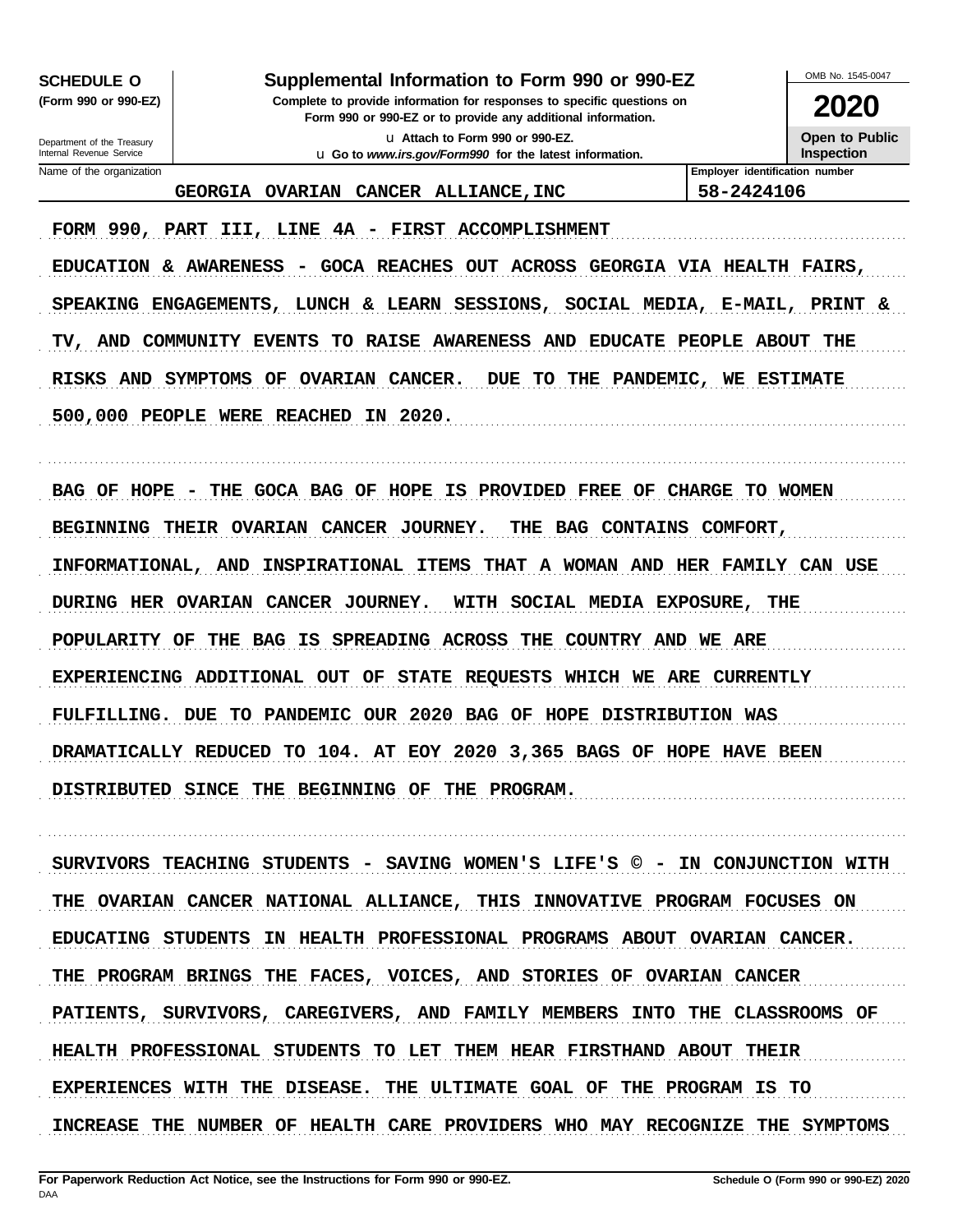**SCHEDULE O**
**(Form 990 or 990-EZ)**

Department of the Treasury
Internal Revenue Service

# Supplemental Information to Form 990 or 990-EZ

**Complete to provide information for responses to specific questions on Form 990 or 990-EZ or to provide any additional information.**

u Attach to Form 990 or 990-EZ.
u Go to *www.irs.gov/Form990* for the latest information.

OMB No. 1545-0047

**2020**

**Open to Public Inspection**

| Name of the organization | Employer identification number |
|---|---|
| GEORGIA OVARIAN CANCER ALLIANCE,INC | 58-2424106 |

FORM 990, PART III, LINE 4A - FIRST ACCOMPLISHMENT

EDUCATION & AWARENESS - GOCA REACHES OUT ACROSS GEORGIA VIA HEALTH FAIRS, SPEAKING ENGAGEMENTS, LUNCH & LEARN SESSIONS, SOCIAL MEDIA, E-MAIL, PRINT & TV, AND COMMUNITY EVENTS TO RAISE AWARENESS AND EDUCATE PEOPLE ABOUT THE RISKS AND SYMPTOMS OF OVARIAN CANCER. DUE TO THE PANDEMIC, WE ESTIMATE 500,000 PEOPLE WERE REACHED IN 2020.

BAG OF HOPE - THE GOCA BAG OF HOPE IS PROVIDED FREE OF CHARGE TO WOMEN BEGINNING THEIR OVARIAN CANCER JOURNEY. THE BAG CONTAINS COMFORT, INFORMATIONAL, AND INSPIRATIONAL ITEMS THAT A WOMAN AND HER FAMILY CAN USE DURING HER OVARIAN CANCER JOURNEY. WITH SOCIAL MEDIA EXPOSURE, THE POPULARITY OF THE BAG IS SPREADING ACROSS THE COUNTRY AND WE ARE EXPERIENCING ADDITIONAL OUT OF STATE REQUESTS WHICH WE ARE CURRENTLY FULFILLING. DUE TO PANDEMIC OUR 2020 BAG OF HOPE DISTRIBUTION WAS DRAMATICALLY REDUCED TO 104. AT EOY 2020 3,365 BAGS OF HOPE HAVE BEEN DISTRIBUTED SINCE THE BEGINNING OF THE PROGRAM.

SURVIVORS TEACHING STUDENTS - SAVING WOMEN'S LIFE'S © - IN CONJUNCTION WITH THE OVARIAN CANCER NATIONAL ALLIANCE, THIS INNOVATIVE PROGRAM FOCUSES ON EDUCATING STUDENTS IN HEALTH PROFESSIONAL PROGRAMS ABOUT OVARIAN CANCER. THE PROGRAM BRINGS THE FACES, VOICES, AND STORIES OF OVARIAN CANCER PATIENTS, SURVIVORS, CAREGIVERS, AND FAMILY MEMBERS INTO THE CLASSROOMS OF HEALTH PROFESSIONAL STUDENTS TO LET THEM HEAR FIRSTHAND ABOUT THEIR EXPERIENCES WITH THE DISEASE. THE ULTIMATE GOAL OF THE PROGRAM IS TO INCREASE THE NUMBER OF HEALTH CARE PROVIDERS WHO MAY RECOGNIZE THE SYMPTOMS

**For Paperwork Reduction Act Notice, see the Instructions for Form 990 or 990-EZ.**
DAA
**Schedule O (Form 990 or 990-EZ) 2020**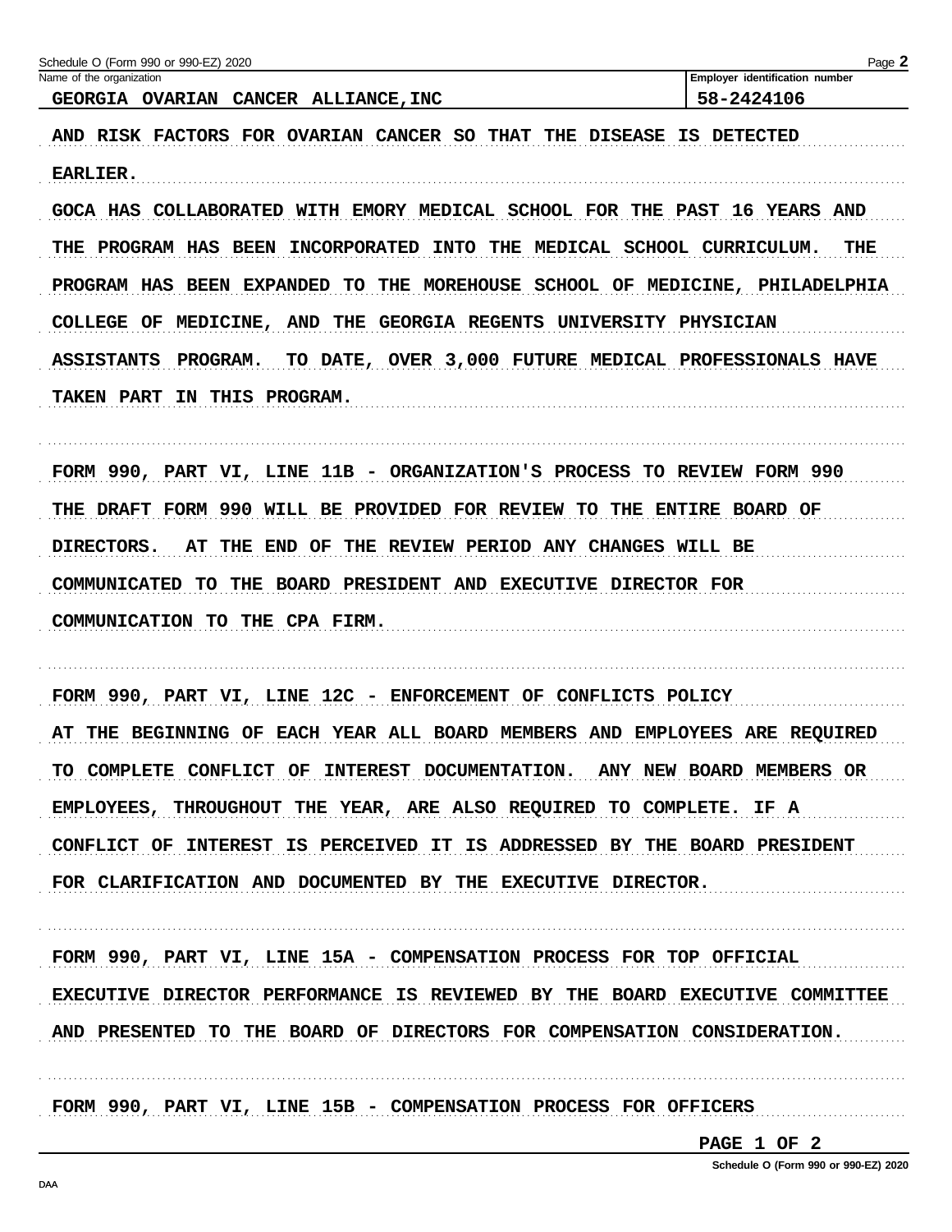Schedule O (Form 990 or 990-EZ) 2020

| Name of the organization | Employer identification number |
| --- | --- |
| GEORGIA OVARIAN CANCER ALLIANCE,INC | 58-2424106 |

AND RISK FACTORS FOR OVARIAN CANCER SO THAT THE DISEASE IS DETECTED EARLIER.

GOCA HAS COLLABORATED WITH EMORY MEDICAL SCHOOL FOR THE PAST 16 YEARS AND THE PROGRAM HAS BEEN INCORPORATED INTO THE MEDICAL SCHOOL CURRICULUM. THE PROGRAM HAS BEEN EXPANDED TO THE MOREHOUSE SCHOOL OF MEDICINE, PHILADELPHIA COLLEGE OF MEDICINE, AND THE GEORGIA REGENTS UNIVERSITY PHYSICIAN ASSISTANTS PROGRAM. TO DATE, OVER 3,000 FUTURE MEDICAL PROFESSIONALS HAVE TAKEN PART IN THIS PROGRAM.

FORM 990, PART VI, LINE 11B - ORGANIZATION'S PROCESS TO REVIEW FORM 990

THE DRAFT FORM 990 WILL BE PROVIDED FOR REVIEW TO THE ENTIRE BOARD OF DIRECTORS. AT THE END OF THE REVIEW PERIOD ANY CHANGES WILL BE COMMUNICATED TO THE BOARD PRESIDENT AND EXECUTIVE DIRECTOR FOR COMMUNICATION TO THE CPA FIRM.

FORM 990, PART VI, LINE 12C - ENFORCEMENT OF CONFLICTS POLICY

AT THE BEGINNING OF EACH YEAR ALL BOARD MEMBERS AND EMPLOYEES ARE REQUIRED TO COMPLETE CONFLICT OF INTEREST DOCUMENTATION. ANY NEW BOARD MEMBERS OR EMPLOYEES, THROUGHOUT THE YEAR, ARE ALSO REQUIRED TO COMPLETE. IF A CONFLICT OF INTEREST IS PERCEIVED IT IS ADDRESSED BY THE BOARD PRESIDENT FOR CLARIFICATION AND DOCUMENTED BY THE EXECUTIVE DIRECTOR.

FORM 990, PART VI, LINE 15A - COMPENSATION PROCESS FOR TOP OFFICIAL

EXECUTIVE DIRECTOR PERFORMANCE IS REVIEWED BY THE BOARD EXECUTIVE COMMITTEE AND PRESENTED TO THE BOARD OF DIRECTORS FOR COMPENSATION CONSIDERATION.

FORM 990, PART VI, LINE 15B - COMPENSATION PROCESS FOR OFFICERS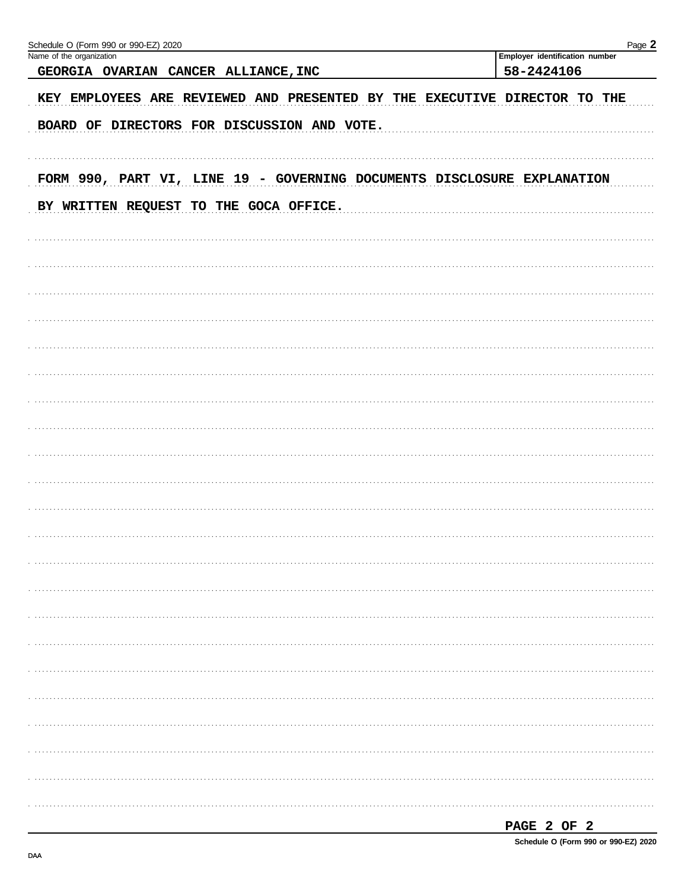Name of the organization: GEORGIA OVARIAN CANCER ALLIANCE, INC

Employer identification number: 58-2424106

KEY EMPLOYEES ARE REVIEWED AND PRESENTED BY THE EXECUTIVE DIRECTOR TO THE BOARD OF DIRECTORS FOR DISCUSSION AND VOTE.

FORM 990, PART VI, LINE 19 - GOVERNING DOCUMENTS DISCLOSURE EXPLANATION

BY WRITTEN REQUEST TO THE GOCA OFFICE.